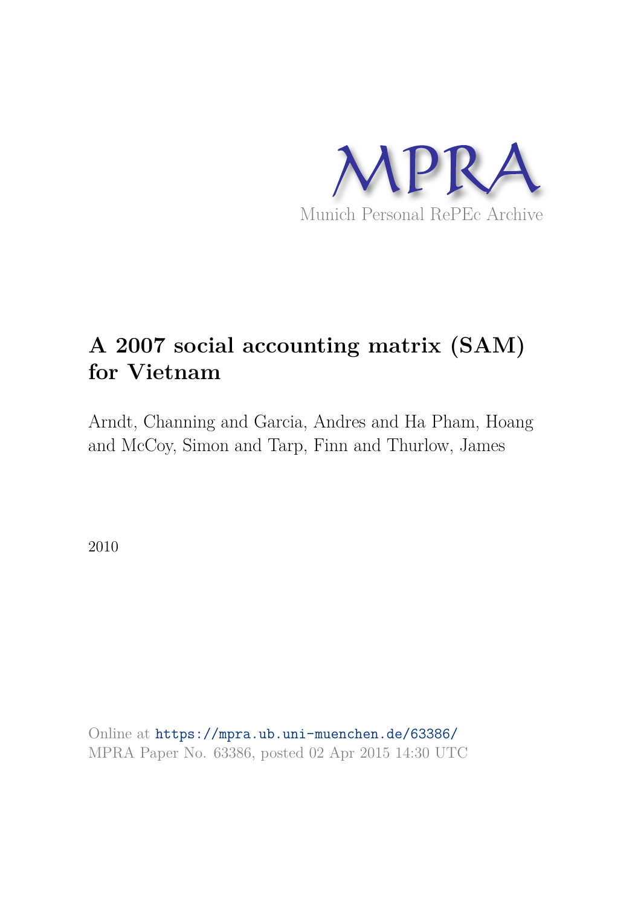MPRA

Munich Personal RePEc Archive

# A 2007 social accounting matrix (SAM) for Vietnam

Arndt, Channing and Garcia, Andres and Ha Pham, Hoang and McCoy, Simon and Tarp, Finn and Thurlow, James

2010

Online at https://mpra.ub.uni-muenchen.de/63386/
MPRA Paper No. 63386, posted 02 Apr 2015 14:30 UTC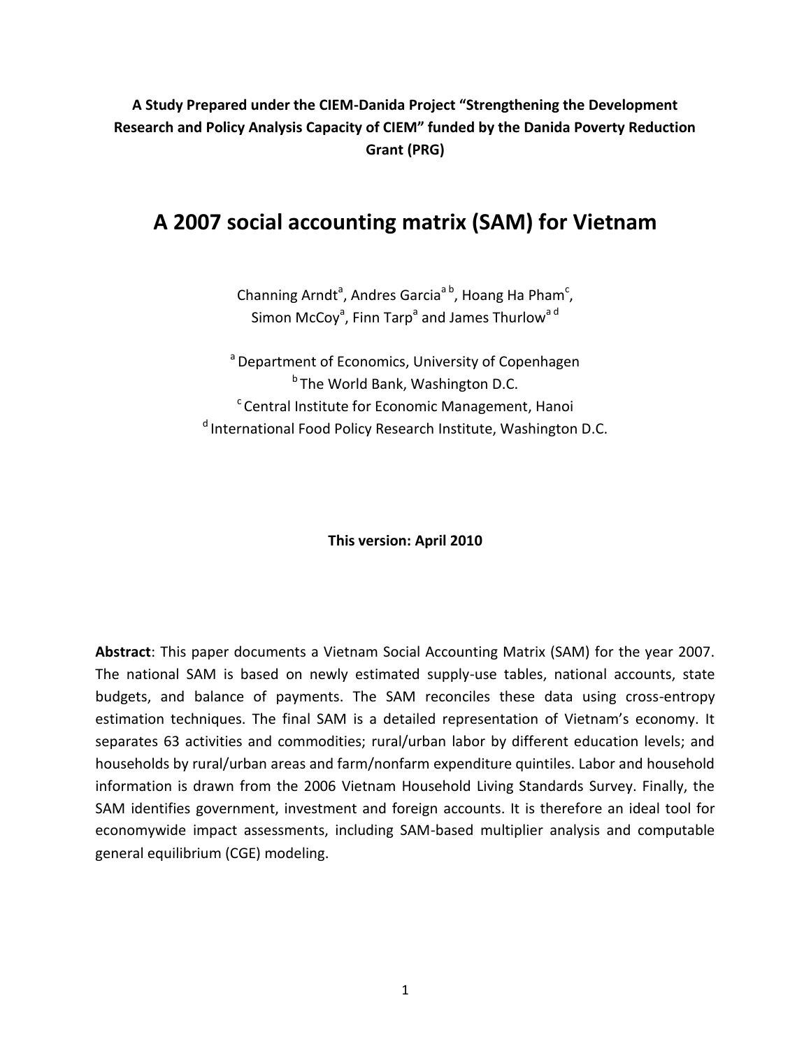**A Study Prepared under the CIEM-Danida Project "Strengthening the Development Research and Policy Analysis Capacity of CIEM" funded by the Danida Poverty Reduction Grant (PRG)**

# A 2007 social accounting matrix (SAM) for Vietnam

Channing Arndt[a], Andres Garcia[a b], Hoang Ha Pham[c], Simon McCoy[a], Finn Tarp[a] and James Thurlow[a d]

[a] Department of Economics, University of Copenhagen
[b] The World Bank, Washington D.C.
[c] Central Institute for Economic Management, Hanoi
[d] International Food Policy Research Institute, Washington D.C.

**This version: April 2010**

**Abstract**: This paper documents a Vietnam Social Accounting Matrix (SAM) for the year 2007. The national SAM is based on newly estimated supply-use tables, national accounts, state budgets, and balance of payments. The SAM reconciles these data using cross-entropy estimation techniques. The final SAM is a detailed representation of Vietnam's economy. It separates 63 activities and commodities; rural/urban labor by different education levels; and households by rural/urban areas and farm/nonfarm expenditure quintiles. Labor and household information is drawn from the 2006 Vietnam Household Living Standards Survey. Finally, the SAM identifies government, investment and foreign accounts. It is therefore an ideal tool for economywide impact assessments, including SAM-based multiplier analysis and computable general equilibrium (CGE) modeling.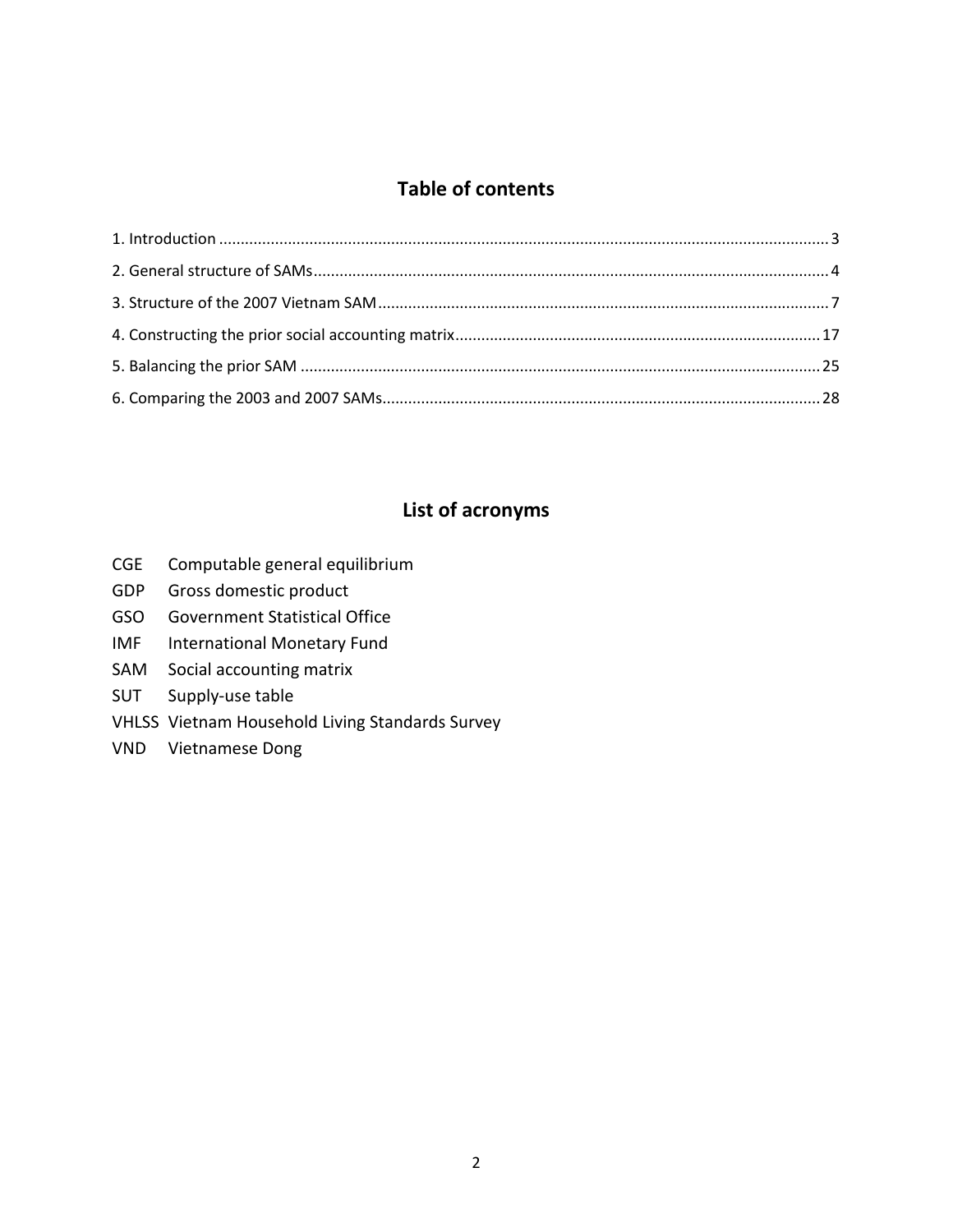# Table of contents

1. Introduction ........................................................................ 3
2. General structure of SAMs ........................................................................ 4
3. Structure of the 2007 Vietnam SAM ........................................................................ 7
4. Constructing the prior social accounting matrix ........................................................................ 17
5. Balancing the prior SAM ........................................................................ 25
6. Comparing the 2003 and 2007 SAMs ........................................................................ 28

# List of acronyms

| | |
|---|---|
| CGE | Computable general equilibrium |
| GDP | Gross domestic product |
| GSO | Government Statistical Office |
| IMF | International Monetary Fund |
| SAM | Social accounting matrix |
| SUT | Supply-use table |
| VHLSS | Vietnam Household Living Standards Survey |
| VND | Vietnamese Dong |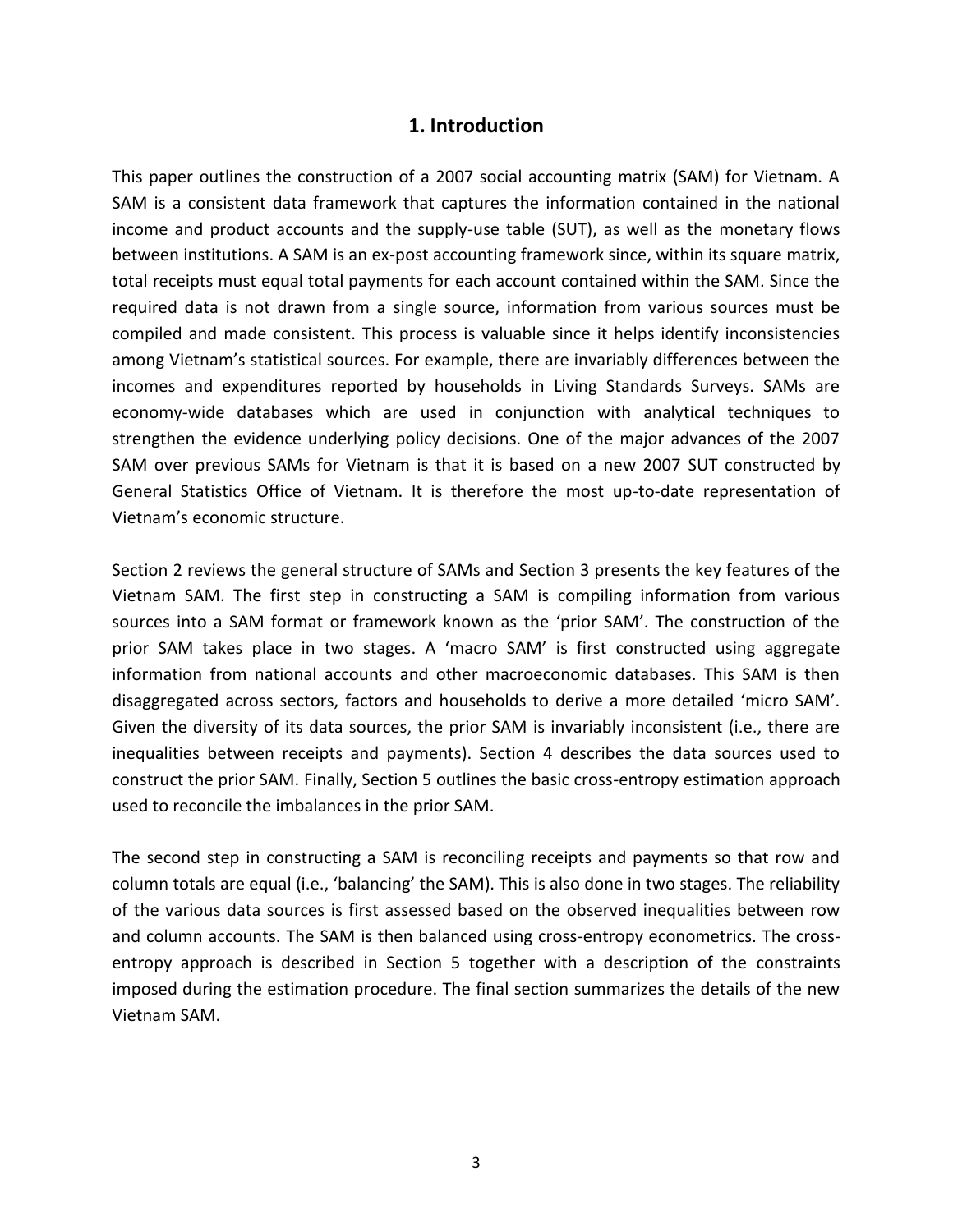## 1. Introduction

This paper outlines the construction of a 2007 social accounting matrix (SAM) for Vietnam. A SAM is a consistent data framework that captures the information contained in the national income and product accounts and the supply-use table (SUT), as well as the monetary flows between institutions. A SAM is an ex-post accounting framework since, within its square matrix, total receipts must equal total payments for each account contained within the SAM. Since the required data is not drawn from a single source, information from various sources must be compiled and made consistent. This process is valuable since it helps identify inconsistencies among Vietnam's statistical sources. For example, there are invariably differences between the incomes and expenditures reported by households in Living Standards Surveys. SAMs are economy-wide databases which are used in conjunction with analytical techniques to strengthen the evidence underlying policy decisions. One of the major advances of the 2007 SAM over previous SAMs for Vietnam is that it is based on a new 2007 SUT constructed by General Statistics Office of Vietnam. It is therefore the most up-to-date representation of Vietnam's economic structure.

Section 2 reviews the general structure of SAMs and Section 3 presents the key features of the Vietnam SAM. The first step in constructing a SAM is compiling information from various sources into a SAM format or framework known as the 'prior SAM'. The construction of the prior SAM takes place in two stages. A 'macro SAM' is first constructed using aggregate information from national accounts and other macroeconomic databases. This SAM is then disaggregated across sectors, factors and households to derive a more detailed 'micro SAM'. Given the diversity of its data sources, the prior SAM is invariably inconsistent (i.e., there are inequalities between receipts and payments). Section 4 describes the data sources used to construct the prior SAM. Finally, Section 5 outlines the basic cross-entropy estimation approach used to reconcile the imbalances in the prior SAM.

The second step in constructing a SAM is reconciling receipts and payments so that row and column totals are equal (i.e., 'balancing' the SAM). This is also done in two stages. The reliability of the various data sources is first assessed based on the observed inequalities between row and column accounts. The SAM is then balanced using cross-entropy econometrics. The cross-entropy approach is described in Section 5 together with a description of the constraints imposed during the estimation procedure. The final section summarizes the details of the new Vietnam SAM.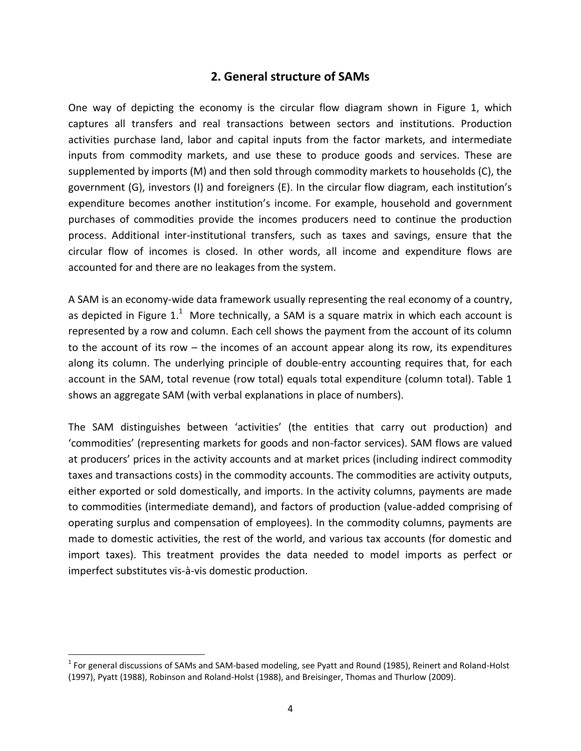## 2. General structure of SAMs

One way of depicting the economy is the circular flow diagram shown in Figure 1, which captures all transfers and real transactions between sectors and institutions. Production activities purchase land, labor and capital inputs from the factor markets, and intermediate inputs from commodity markets, and use these to produce goods and services. These are supplemented by imports (M) and then sold through commodity markets to households (C), the government (G), investors (I) and foreigners (E). In the circular flow diagram, each institution's expenditure becomes another institution's income. For example, household and government purchases of commodities provide the incomes producers need to continue the production process. Additional inter-institutional transfers, such as taxes and savings, ensure that the circular flow of incomes is closed. In other words, all income and expenditure flows are accounted for and there are no leakages from the system.

A SAM is an economy-wide data framework usually representing the real economy of a country, as depicted in Figure 1.[1] More technically, a SAM is a square matrix in which each account is represented by a row and column. Each cell shows the payment from the account of its column to the account of its row – the incomes of an account appear along its row, its expenditures along its column. The underlying principle of double-entry accounting requires that, for each account in the SAM, total revenue (row total) equals total expenditure (column total). Table 1 shows an aggregate SAM (with verbal explanations in place of numbers).

The SAM distinguishes between 'activities' (the entities that carry out production) and 'commodities' (representing markets for goods and non-factor services). SAM flows are valued at producers' prices in the activity accounts and at market prices (including indirect commodity taxes and transactions costs) in the commodity accounts. The commodities are activity outputs, either exported or sold domestically, and imports. In the activity columns, payments are made to commodities (intermediate demand), and factors of production (value-added comprising of operating surplus and compensation of employees). In the commodity columns, payments are made to domestic activities, the rest of the world, and various tax accounts (for domestic and import taxes). This treatment provides the data needed to model imports as perfect or imperfect substitutes vis-à-vis domestic production.

[1] For general discussions of SAMs and SAM-based modeling, see Pyatt and Round (1985), Reinert and Roland-Holst (1997), Pyatt (1988), Robinson and Roland-Holst (1988), and Breisinger, Thomas and Thurlow (2009).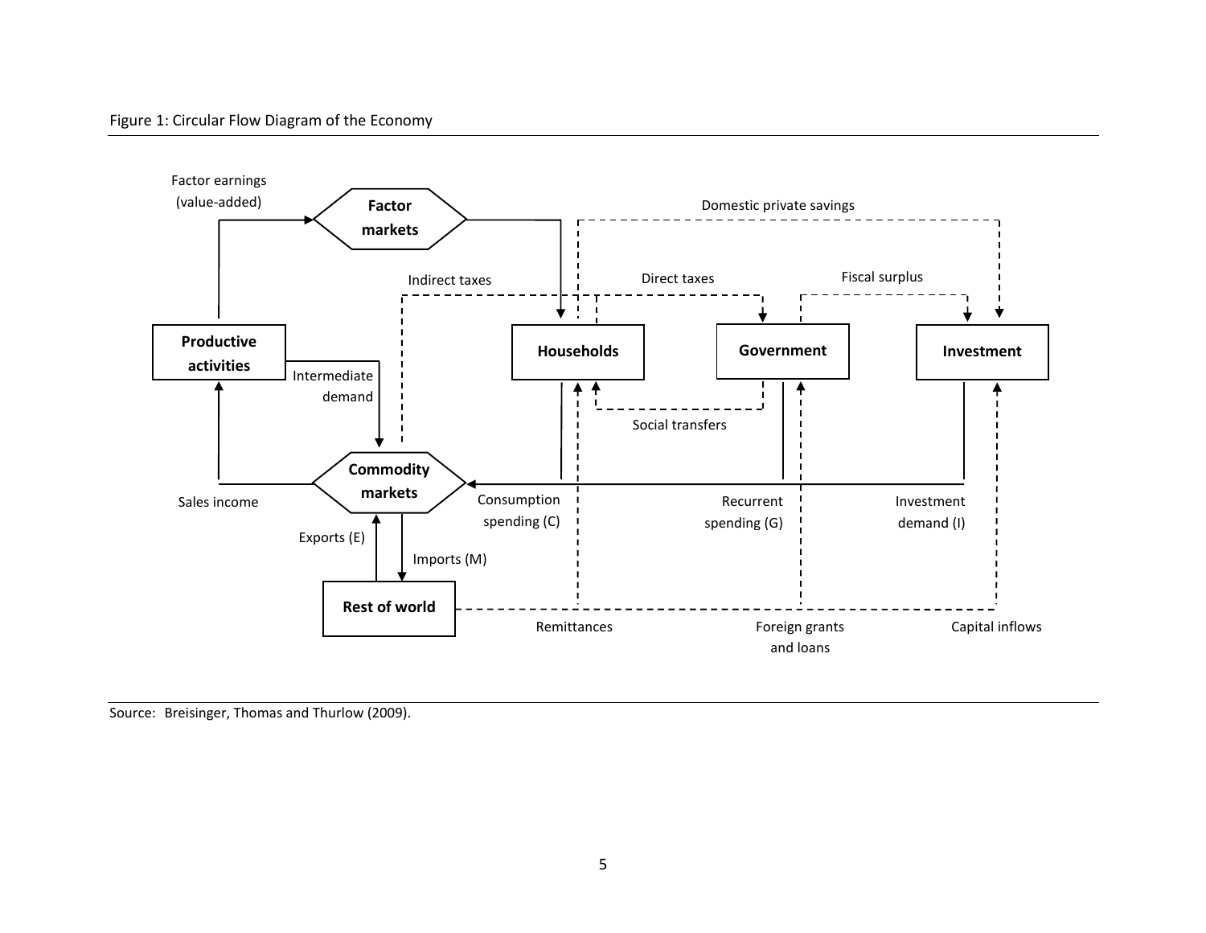Figure 1: Circular Flow Diagram of the Economy

Factor earnings (value-added)

Factor markets

Domestic private savings

Indirect taxes

Direct taxes

Fiscal surplus

Productive activities

Households

Government

Investment

Intermediate demand

Social transfers

Commodity markets

Sales income

Consumption spending (C)

Recurrent spending (G)

Investment demand (I)

Exports (E)

Imports (M)

Rest of world

Remittances

Foreign grants and loans

Capital inflows

Source: Breisinger, Thomas and Thurlow (2009).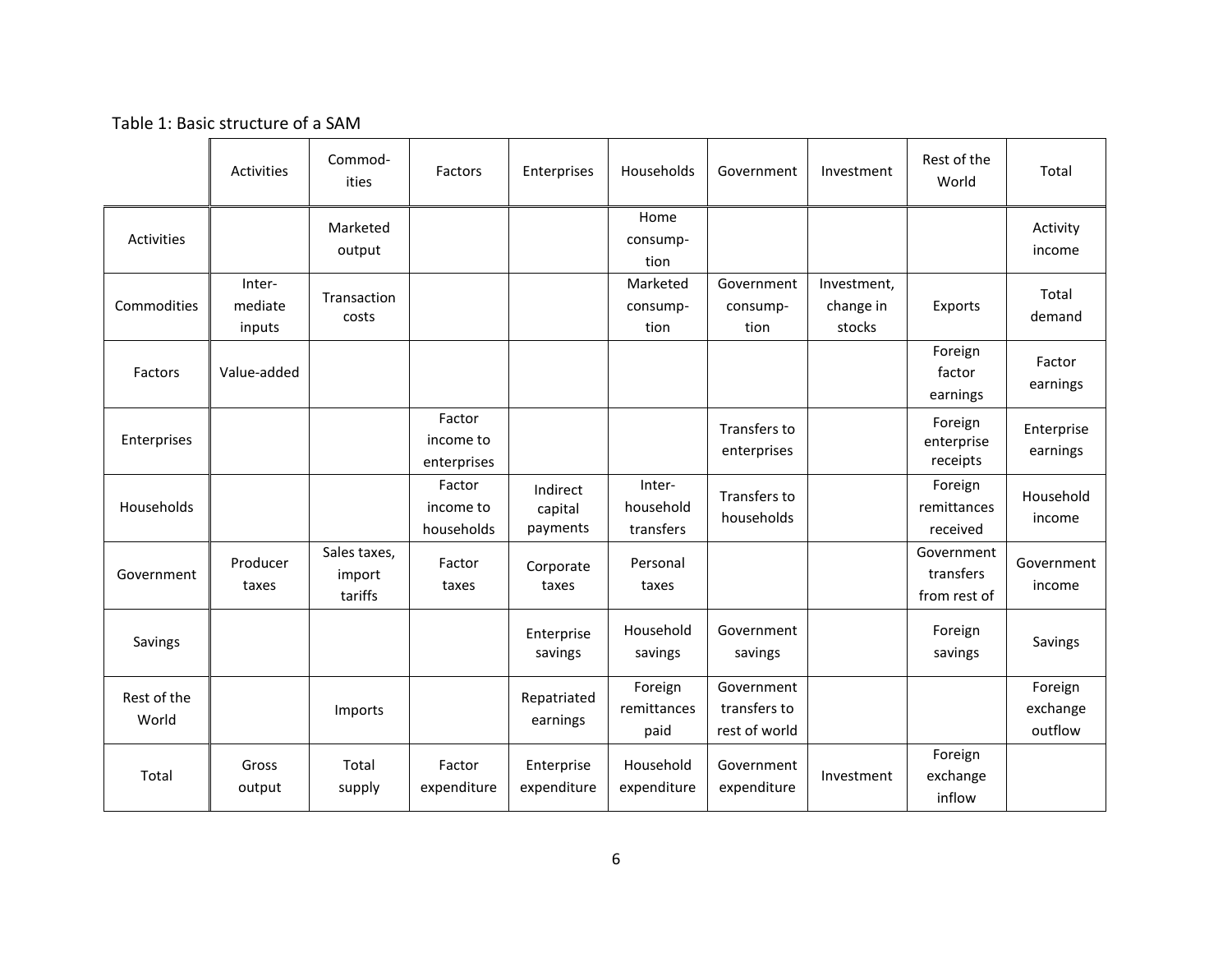Table 1: Basic structure of a SAM

| | Activities | Commod-ities | Factors | Enterprises | Households | Government | Investment | Rest of the World | Total |
|---|---|---|---|---|---|---|---|---|---|
| Activities | | Marketed output | | | Home consump-tion | | | | Activity income |
| Commodities | Inter-mediate inputs | Transaction costs | | | Marketed consump-tion | Government consump-tion | Investment, change in stocks | Exports | Total demand |
| Factors | Value-added | | | | | | | Foreign factor earnings | Factor earnings |
| Enterprises | | | Factor income to enterprises | | | Transfers to enterprises | | Foreign enterprise receipts | Enterprise earnings |
| Households | | | Factor income to households | Indirect capital payments | Inter-household transfers | Transfers to households | | Foreign remittances received | Household income |
| Government | Producer taxes | Sales taxes, import tariffs | Factor taxes | Corporate taxes | Personal taxes | | | Government transfers from rest of | Government income |
| Savings | | | | Enterprise savings | Household savings | Government savings | | Foreign savings | Savings |
| Rest of the World | | Imports | | Repatriated earnings | Foreign remittances paid | Government transfers to rest of world | | | Foreign exchange outflow |
| Total | Gross output | Total supply | Factor expenditure | Enterprise expenditure | Household expenditure | Government expenditure | Investment | Foreign exchange inflow | |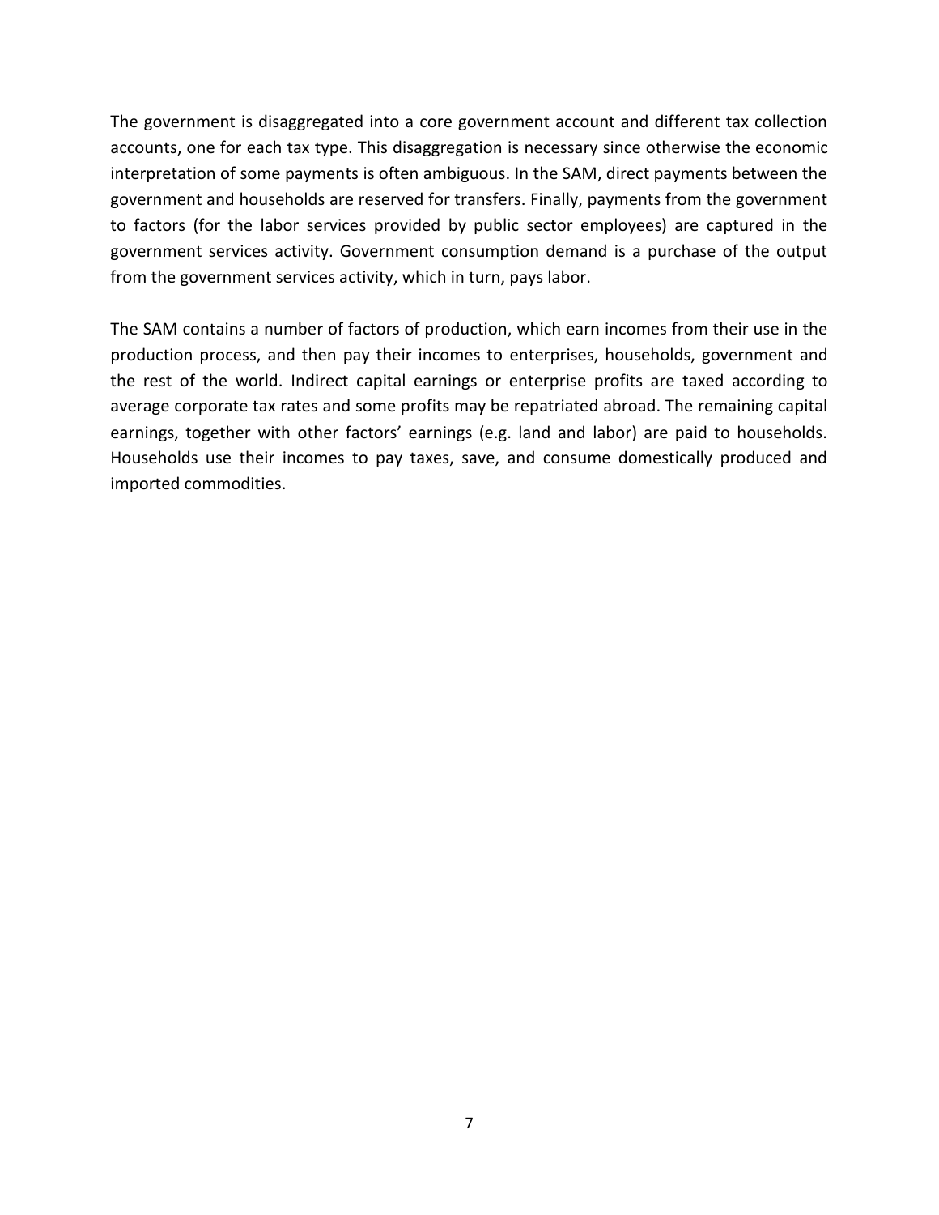The government is disaggregated into a core government account and different tax collection accounts, one for each tax type. This disaggregation is necessary since otherwise the economic interpretation of some payments is often ambiguous. In the SAM, direct payments between the government and households are reserved for transfers. Finally, payments from the government to factors (for the labor services provided by public sector employees) are captured in the government services activity. Government consumption demand is a purchase of the output from the government services activity, which in turn, pays labor.

The SAM contains a number of factors of production, which earn incomes from their use in the production process, and then pay their incomes to enterprises, households, government and the rest of the world. Indirect capital earnings or enterprise profits are taxed according to average corporate tax rates and some profits may be repatriated abroad. The remaining capital earnings, together with other factors' earnings (e.g. land and labor) are paid to households. Households use their incomes to pay taxes, save, and consume domestically produced and imported commodities.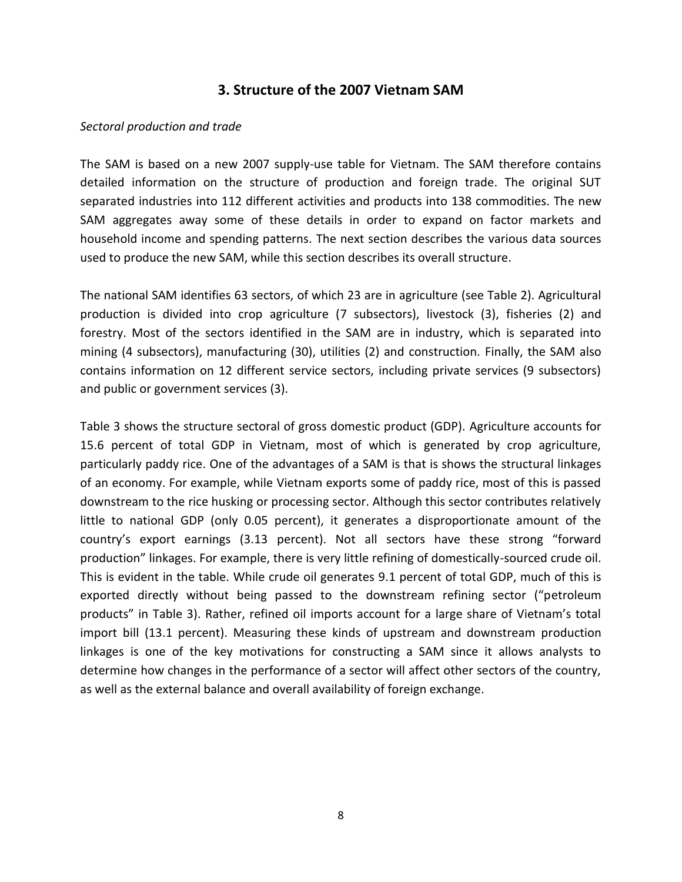## 3. Structure of the 2007 Vietnam SAM

*Sectoral production and trade*

The SAM is based on a new 2007 supply-use table for Vietnam. The SAM therefore contains detailed information on the structure of production and foreign trade. The original SUT separated industries into 112 different activities and products into 138 commodities. The new SAM aggregates away some of these details in order to expand on factor markets and household income and spending patterns. The next section describes the various data sources used to produce the new SAM, while this section describes its overall structure.

The national SAM identifies 63 sectors, of which 23 are in agriculture (see Table 2). Agricultural production is divided into crop agriculture (7 subsectors), livestock (3), fisheries (2) and forestry. Most of the sectors identified in the SAM are in industry, which is separated into mining (4 subsectors), manufacturing (30), utilities (2) and construction. Finally, the SAM also contains information on 12 different service sectors, including private services (9 subsectors) and public or government services (3).

Table 3 shows the structure sectoral of gross domestic product (GDP). Agriculture accounts for 15.6 percent of total GDP in Vietnam, most of which is generated by crop agriculture, particularly paddy rice. One of the advantages of a SAM is that is shows the structural linkages of an economy. For example, while Vietnam exports some of paddy rice, most of this is passed downstream to the rice husking or processing sector. Although this sector contributes relatively little to national GDP (only 0.05 percent), it generates a disproportionate amount of the country's export earnings (3.13 percent). Not all sectors have these strong "forward production" linkages. For example, there is very little refining of domestically-sourced crude oil. This is evident in the table. While crude oil generates 9.1 percent of total GDP, much of this is exported directly without being passed to the downstream refining sector ("petroleum products" in Table 3). Rather, refined oil imports account for a large share of Vietnam's total import bill (13.1 percent). Measuring these kinds of upstream and downstream production linkages is one of the key motivations for constructing a SAM since it allows analysts to determine how changes in the performance of a sector will affect other sectors of the country, as well as the external balance and overall availability of foreign exchange.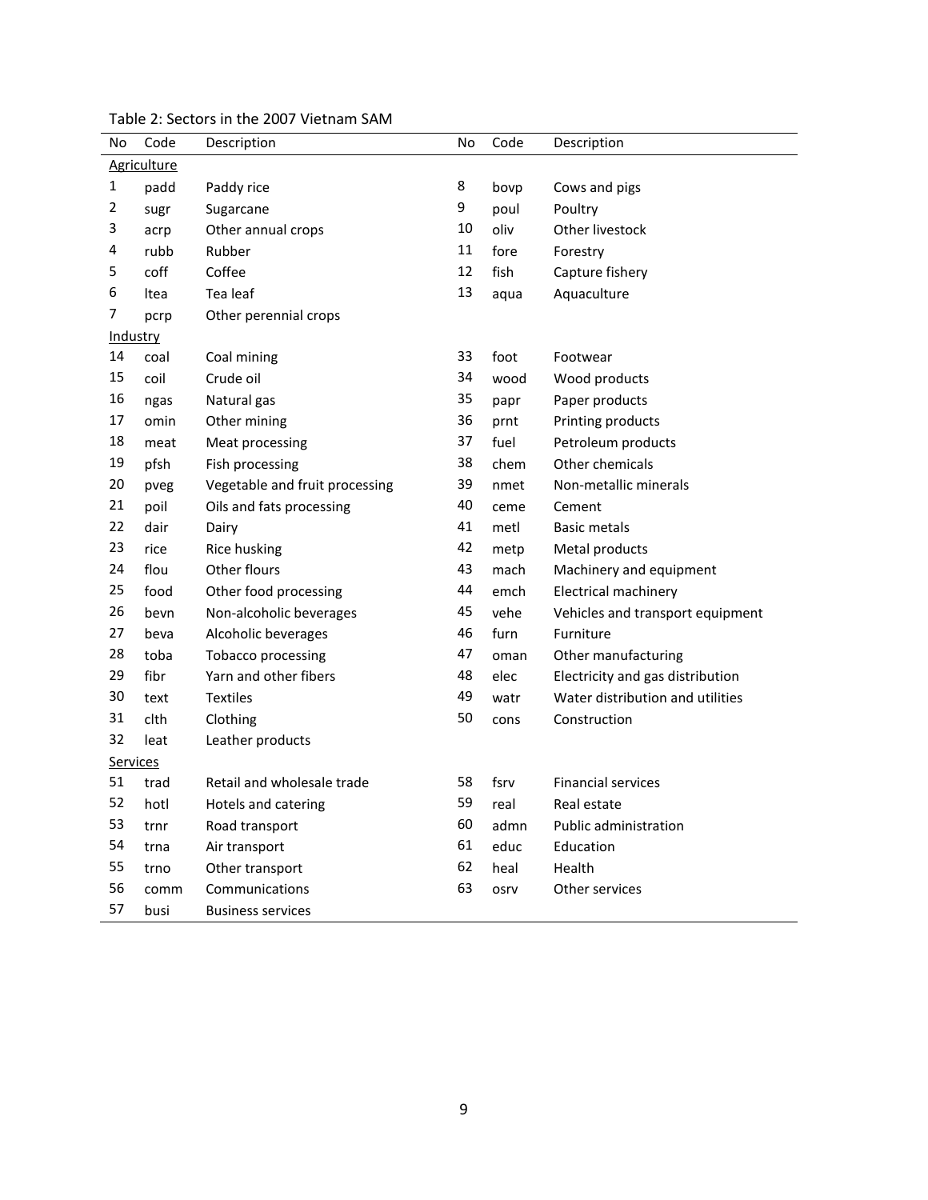Table 2: Sectors in the 2007 Vietnam SAM

| No | Code | Description | No | Code | Description |
|---|---|---|---|---|---|
| Agriculture | | | | | |
| 1 | padd | Paddy rice | 8 | bovp | Cows and pigs |
| 2 | sugr | Sugarcane | 9 | poul | Poultry |
| 3 | acrp | Other annual crops | 10 | oliv | Other livestock |
| 4 | rubb | Rubber | 11 | fore | Forestry |
| 5 | coff | Coffee | 12 | fish | Capture fishery |
| 6 | ltea | Tea leaf | 13 | aqua | Aquaculture |
| 7 | pcrp | Other perennial crops | | | |
| Industry | | | | | |
| 14 | coal | Coal mining | 33 | foot | Footwear |
| 15 | coil | Crude oil | 34 | wood | Wood products |
| 16 | ngas | Natural gas | 35 | papr | Paper products |
| 17 | omin | Other mining | 36 | prnt | Printing products |
| 18 | meat | Meat processing | 37 | fuel | Petroleum products |
| 19 | pfsh | Fish processing | 38 | chem | Other chemicals |
| 20 | pveg | Vegetable and fruit processing | 39 | nmet | Non-metallic minerals |
| 21 | poil | Oils and fats processing | 40 | ceme | Cement |
| 22 | dair | Dairy | 41 | metl | Basic metals |
| 23 | rice | Rice husking | 42 | metp | Metal products |
| 24 | flou | Other flours | 43 | mach | Machinery and equipment |
| 25 | food | Other food processing | 44 | emch | Electrical machinery |
| 26 | bevn | Non-alcoholic beverages | 45 | vehe | Vehicles and transport equipment |
| 27 | beva | Alcoholic beverages | 46 | furn | Furniture |
| 28 | toba | Tobacco processing | 47 | oman | Other manufacturing |
| 29 | fibr | Yarn and other fibers | 48 | elec | Electricity and gas distribution |
| 30 | text | Textiles | 49 | watr | Water distribution and utilities |
| 31 | clth | Clothing | 50 | cons | Construction |
| 32 | leat | Leather products | | | |
| Services | | | | | |
| 51 | trad | Retail and wholesale trade | 58 | fsrv | Financial services |
| 52 | hotl | Hotels and catering | 59 | real | Real estate |
| 53 | trnr | Road transport | 60 | admn | Public administration |
| 54 | trna | Air transport | 61 | educ | Education |
| 55 | trno | Other transport | 62 | heal | Health |
| 56 | comm | Communications | 63 | osrv | Other services |
| 57 | busi | Business services | | | |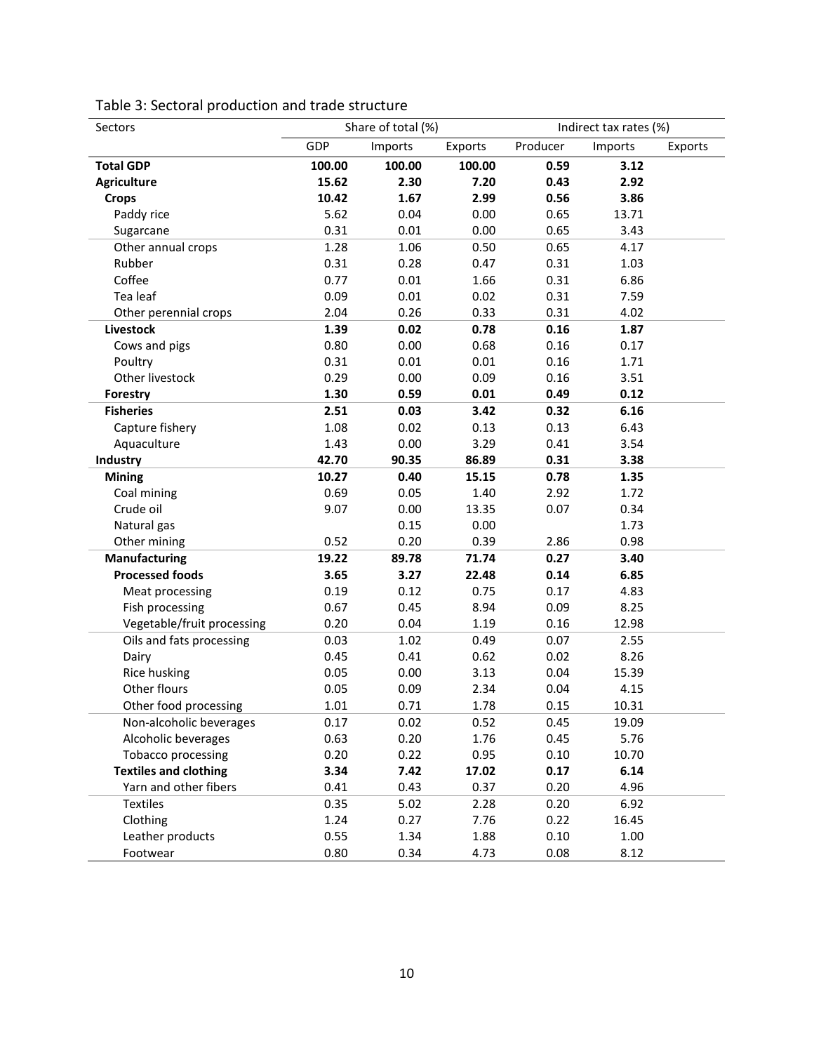Table 3: Sectoral production and trade structure

| Sectors | Share of total (%) | | | Indirect tax rates (%) | | |
|---|---|---|---|---|---|---|
| | GDP | Imports | Exports | Producer | Imports | Exports |
| **Total GDP** | **100.00** | **100.00** | **100.00** | **0.59** | **3.12** | |
| **Agriculture** | **15.62** | **2.30** | **7.20** | **0.43** | **2.92** | |
| **Crops** | **10.42** | **1.67** | **2.99** | **0.56** | **3.86** | |
| Paddy rice | 5.62 | 0.04 | 0.00 | 0.65 | 13.71 | |
| Sugarcane | 0.31 | 0.01 | 0.00 | 0.65 | 3.43 | |
| Other annual crops | 1.28 | 1.06 | 0.50 | 0.65 | 4.17 | |
| Rubber | 0.31 | 0.28 | 0.47 | 0.31 | 1.03 | |
| Coffee | 0.77 | 0.01 | 1.66 | 0.31 | 6.86 | |
| Tea leaf | 0.09 | 0.01 | 0.02 | 0.31 | 7.59 | |
| Other perennial crops | 2.04 | 0.26 | 0.33 | 0.31 | 4.02 | |
| **Livestock** | **1.39** | **0.02** | **0.78** | **0.16** | **1.87** | |
| Cows and pigs | 0.80 | 0.00 | 0.68 | 0.16 | 0.17 | |
| Poultry | 0.31 | 0.01 | 0.01 | 0.16 | 1.71 | |
| Other livestock | 0.29 | 0.00 | 0.09 | 0.16 | 3.51 | |
| **Forestry** | **1.30** | **0.59** | **0.01** | **0.49** | **0.12** | |
| **Fisheries** | **2.51** | **0.03** | **3.42** | **0.32** | **6.16** | |
| Capture fishery | 1.08 | 0.02 | 0.13 | 0.13 | 6.43 | |
| Aquaculture | 1.43 | 0.00 | 3.29 | 0.41 | 3.54 | |
| **Industry** | **42.70** | **90.35** | **86.89** | **0.31** | **3.38** | |
| **Mining** | **10.27** | **0.40** | **15.15** | **0.78** | **1.35** | |
| Coal mining | 0.69 | 0.05 | 1.40 | 2.92 | 1.72 | |
| Crude oil | 9.07 | 0.00 | 13.35 | 0.07 | 0.34 | |
| Natural gas | | 0.15 | 0.00 | | 1.73 | |
| Other mining | 0.52 | 0.20 | 0.39 | 2.86 | 0.98 | |
| **Manufacturing** | **19.22** | **89.78** | **71.74** | **0.27** | **3.40** | |
| **Processed foods** | **3.65** | **3.27** | **22.48** | **0.14** | **6.85** | |
| Meat processing | 0.19 | 0.12 | 0.75 | 0.17 | 4.83 | |
| Fish processing | 0.67 | 0.45 | 8.94 | 0.09 | 8.25 | |
| Vegetable/fruit processing | 0.20 | 0.04 | 1.19 | 0.16 | 12.98 | |
| Oils and fats processing | 0.03 | 1.02 | 0.49 | 0.07 | 2.55 | |
| Dairy | 0.45 | 0.41 | 0.62 | 0.02 | 8.26 | |
| Rice husking | 0.05 | 0.00 | 3.13 | 0.04 | 15.39 | |
| Other flours | 0.05 | 0.09 | 2.34 | 0.04 | 4.15 | |
| Other food processing | 1.01 | 0.71 | 1.78 | 0.15 | 10.31 | |
| Non-alcoholic beverages | 0.17 | 0.02 | 0.52 | 0.45 | 19.09 | |
| Alcoholic beverages | 0.63 | 0.20 | 1.76 | 0.45 | 5.76 | |
| Tobacco processing | 0.20 | 0.22 | 0.95 | 0.10 | 10.70 | |
| **Textiles and clothing** | **3.34** | **7.42** | **17.02** | **0.17** | **6.14** | |
| Yarn and other fibers | 0.41 | 0.43 | 0.37 | 0.20 | 4.96 | |
| Textiles | 0.35 | 5.02 | 2.28 | 0.20 | 6.92 | |
| Clothing | 1.24 | 0.27 | 7.76 | 0.22 | 16.45 | |
| Leather products | 0.55 | 1.34 | 1.88 | 0.10 | 1.00 | |
| Footwear | 0.80 | 0.34 | 4.73 | 0.08 | 8.12 | |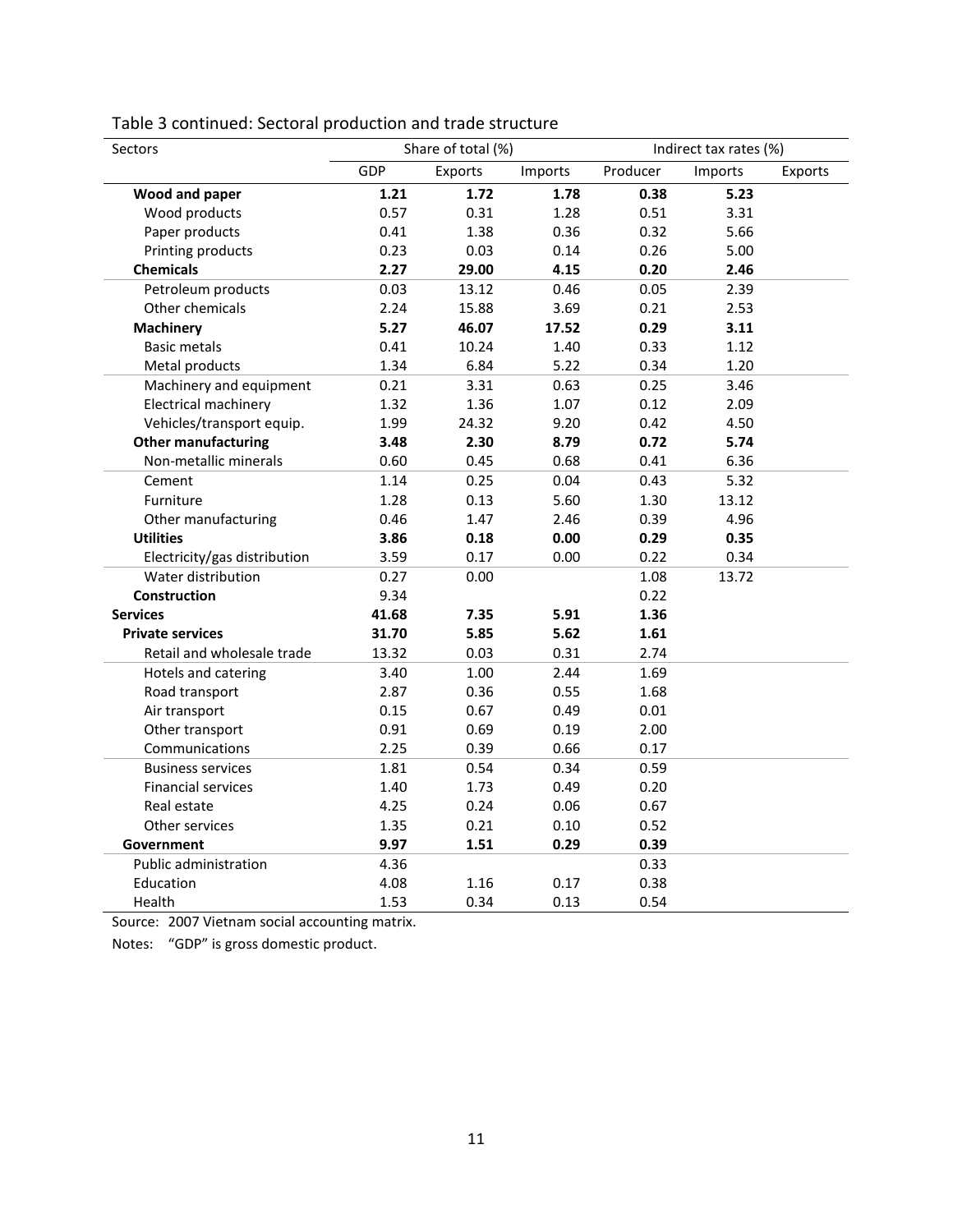Table 3 continued: Sectoral production and trade structure

| Sectors | Share of total (%) | | | Indirect tax rates (%) | | |
|---|---|---|---|---|---|---|
| | GDP | Exports | Imports | Producer | Imports | Exports |
| **Wood and paper** | **1.21** | **1.72** | **1.78** | **0.38** | **5.23** | |
| Wood products | 0.57 | 0.31 | 1.28 | 0.51 | 3.31 | |
| Paper products | 0.41 | 1.38 | 0.36 | 0.32 | 5.66 | |
| Printing products | 0.23 | 0.03 | 0.14 | 0.26 | 5.00 | |
| **Chemicals** | **2.27** | **29.00** | **4.15** | **0.20** | **2.46** | |
| Petroleum products | 0.03 | 13.12 | 0.46 | 0.05 | 2.39 | |
| Other chemicals | 2.24 | 15.88 | 3.69 | 0.21 | 2.53 | |
| **Machinery** | **5.27** | **46.07** | **17.52** | **0.29** | **3.11** | |
| Basic metals | 0.41 | 10.24 | 1.40 | 0.33 | 1.12 | |
| Metal products | 1.34 | 6.84 | 5.22 | 0.34 | 1.20 | |
| Machinery and equipment | 0.21 | 3.31 | 0.63 | 0.25 | 3.46 | |
| Electrical machinery | 1.32 | 1.36 | 1.07 | 0.12 | 2.09 | |
| Vehicles/transport equip. | 1.99 | 24.32 | 9.20 | 0.42 | 4.50 | |
| **Other manufacturing** | **3.48** | **2.30** | **8.79** | **0.72** | **5.74** | |
| Non-metallic minerals | 0.60 | 0.45 | 0.68 | 0.41 | 6.36 | |
| Cement | 1.14 | 0.25 | 0.04 | 0.43 | 5.32 | |
| Furniture | 1.28 | 0.13 | 5.60 | 1.30 | 13.12 | |
| Other manufacturing | 0.46 | 1.47 | 2.46 | 0.39 | 4.96 | |
| **Utilities** | **3.86** | **0.18** | **0.00** | **0.29** | **0.35** | |
| Electricity/gas distribution | 3.59 | 0.17 | 0.00 | 0.22 | 0.34 | |
| Water distribution | 0.27 | 0.00 | | 1.08 | 13.72 | |
| **Construction** | 9.34 | | | 0.22 | | |
| **Services** | **41.68** | **7.35** | **5.91** | **1.36** | | |
| **Private services** | **31.70** | **5.85** | **5.62** | **1.61** | | |
| Retail and wholesale trade | 13.32 | 0.03 | 0.31 | 2.74 | | |
| Hotels and catering | 3.40 | 1.00 | 2.44 | 1.69 | | |
| Road transport | 2.87 | 0.36 | 0.55 | 1.68 | | |
| Air transport | 0.15 | 0.67 | 0.49 | 0.01 | | |
| Other transport | 0.91 | 0.69 | 0.19 | 2.00 | | |
| Communications | 2.25 | 0.39 | 0.66 | 0.17 | | |
| Business services | 1.81 | 0.54 | 0.34 | 0.59 | | |
| Financial services | 1.40 | 1.73 | 0.49 | 0.20 | | |
| Real estate | 4.25 | 0.24 | 0.06 | 0.67 | | |
| Other services | 1.35 | 0.21 | 0.10 | 0.52 | | |
| **Government** | **9.97** | **1.51** | **0.29** | **0.39** | | |
| Public administration | 4.36 | | | 0.33 | | |
| Education | 4.08 | 1.16 | 0.17 | 0.38 | | |
| Health | 1.53 | 0.34 | 0.13 | 0.54 | | |

Source: 2007 Vietnam social accounting matrix.

Notes: "GDP" is gross domestic product.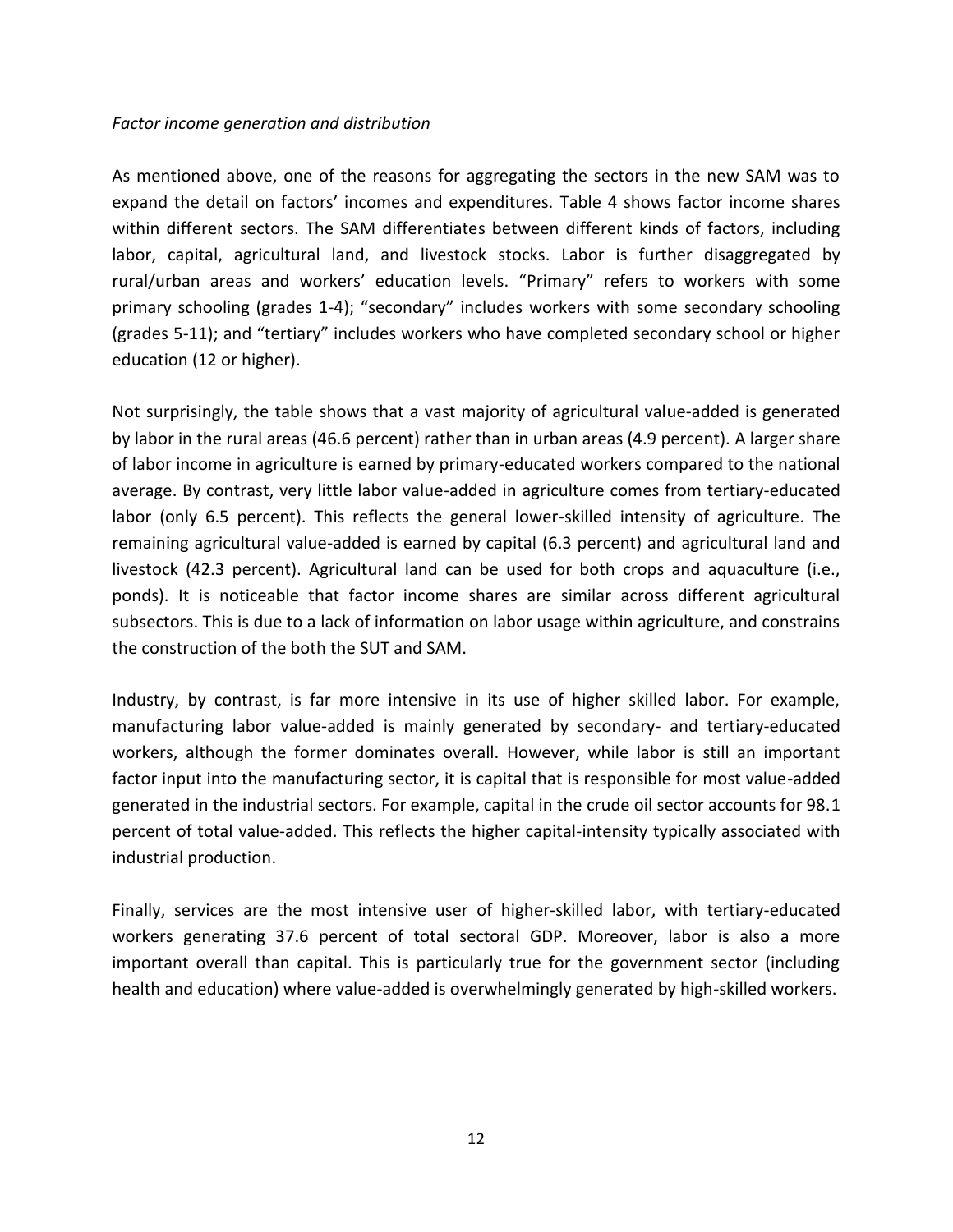*Factor income generation and distribution*

As mentioned above, one of the reasons for aggregating the sectors in the new SAM was to expand the detail on factors' incomes and expenditures. Table 4 shows factor income shares within different sectors. The SAM differentiates between different kinds of factors, including labor, capital, agricultural land, and livestock stocks. Labor is further disaggregated by rural/urban areas and workers' education levels. "Primary" refers to workers with some primary schooling (grades 1-4); "secondary" includes workers with some secondary schooling (grades 5-11); and "tertiary" includes workers who have completed secondary school or higher education (12 or higher).

Not surprisingly, the table shows that a vast majority of agricultural value-added is generated by labor in the rural areas (46.6 percent) rather than in urban areas (4.9 percent). A larger share of labor income in agriculture is earned by primary-educated workers compared to the national average. By contrast, very little labor value-added in agriculture comes from tertiary-educated labor (only 6.5 percent). This reflects the general lower-skilled intensity of agriculture. The remaining agricultural value-added is earned by capital (6.3 percent) and agricultural land and livestock (42.3 percent). Agricultural land can be used for both crops and aquaculture (i.e., ponds). It is noticeable that factor income shares are similar across different agricultural subsectors. This is due to a lack of information on labor usage within agriculture, and constrains the construction of the both the SUT and SAM.

Industry, by contrast, is far more intensive in its use of higher skilled labor. For example, manufacturing labor value-added is mainly generated by secondary- and tertiary-educated workers, although the former dominates overall. However, while labor is still an important factor input into the manufacturing sector, it is capital that is responsible for most value-added generated in the industrial sectors. For example, capital in the crude oil sector accounts for 98.1 percent of total value-added. This reflects the higher capital-intensity typically associated with industrial production.

Finally, services are the most intensive user of higher-skilled labor, with tertiary-educated workers generating 37.6 percent of total sectoral GDP. Moreover, labor is also a more important overall than capital. This is particularly true for the government sector (including health and education) where value-added is overwhelmingly generated by high-skilled workers.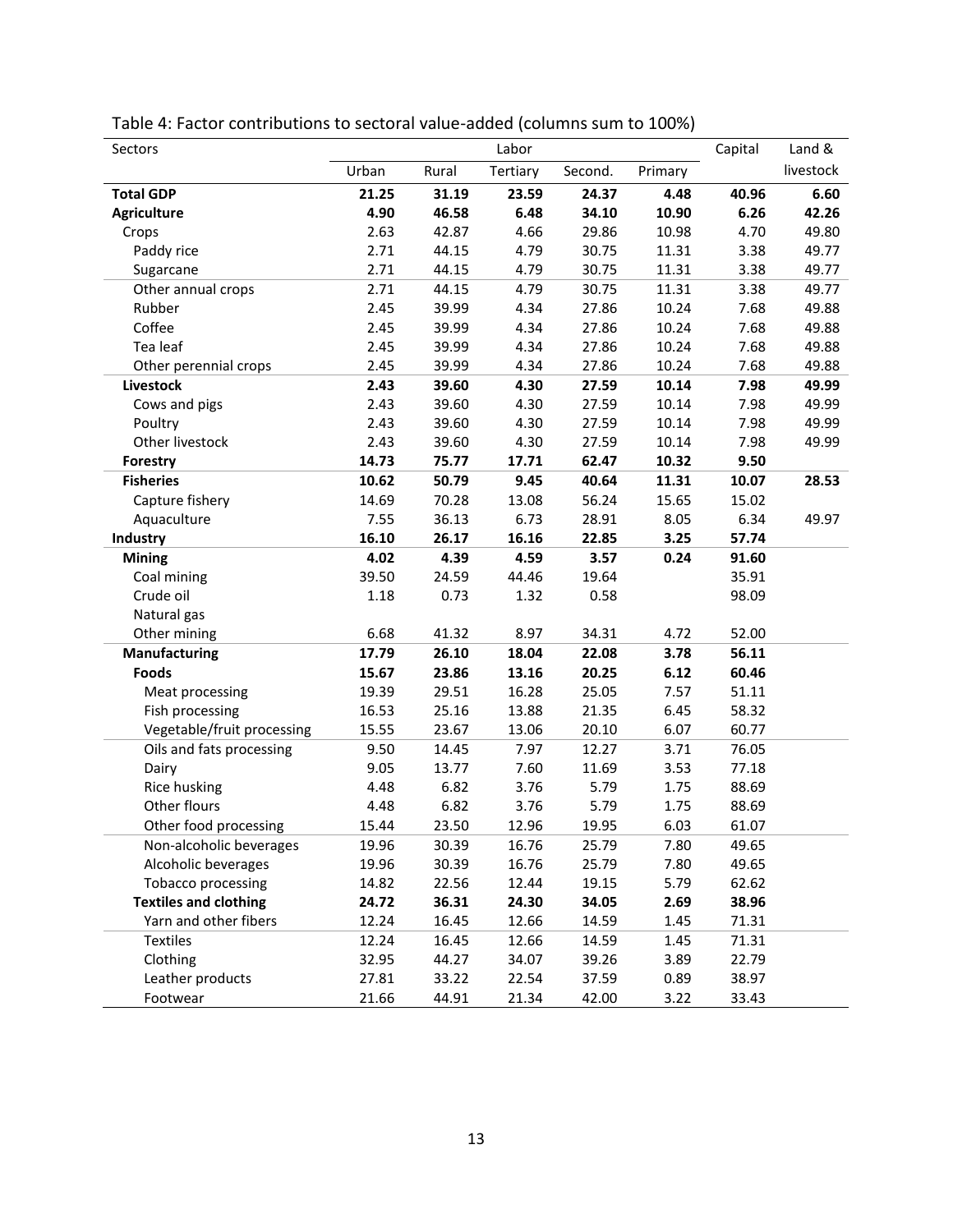Table 4: Factor contributions to sectoral value-added (columns sum to 100%)

| Sectors | Labor | | | | | Capital | Land & livestock |
|---|---|---|---|---|---|---|---|
| | Urban | Rural | Tertiary | Second. | Primary | | |
| **Total GDP** | **21.25** | **31.19** | **23.59** | **24.37** | **4.48** | **40.96** | **6.60** |
| **Agriculture** | **4.90** | **46.58** | **6.48** | **34.10** | **10.90** | **6.26** | **42.26** |
| Crops | 2.63 | 42.87 | 4.66 | 29.86 | 10.98 | 4.70 | 49.80 |
| Paddy rice | 2.71 | 44.15 | 4.79 | 30.75 | 11.31 | 3.38 | 49.77 |
| Sugarcane | 2.71 | 44.15 | 4.79 | 30.75 | 11.31 | 3.38 | 49.77 |
| Other annual crops | 2.71 | 44.15 | 4.79 | 30.75 | 11.31 | 3.38 | 49.77 |
| Rubber | 2.45 | 39.99 | 4.34 | 27.86 | 10.24 | 7.68 | 49.88 |
| Coffee | 2.45 | 39.99 | 4.34 | 27.86 | 10.24 | 7.68 | 49.88 |
| Tea leaf | 2.45 | 39.99 | 4.34 | 27.86 | 10.24 | 7.68 | 49.88 |
| Other perennial crops | 2.45 | 39.99 | 4.34 | 27.86 | 10.24 | 7.68 | 49.88 |
| **Livestock** | **2.43** | **39.60** | **4.30** | **27.59** | **10.14** | **7.98** | **49.99** |
| Cows and pigs | 2.43 | 39.60 | 4.30 | 27.59 | 10.14 | 7.98 | 49.99 |
| Poultry | 2.43 | 39.60 | 4.30 | 27.59 | 10.14 | 7.98 | 49.99 |
| Other livestock | 2.43 | 39.60 | 4.30 | 27.59 | 10.14 | 7.98 | 49.99 |
| **Forestry** | **14.73** | **75.77** | **17.71** | **62.47** | **10.32** | **9.50** | |
| **Fisheries** | **10.62** | **50.79** | **9.45** | **40.64** | **11.31** | **10.07** | **28.53** |
| Capture fishery | 14.69 | 70.28 | 13.08 | 56.24 | 15.65 | 15.02 | |
| Aquaculture | 7.55 | 36.13 | 6.73 | 28.91 | 8.05 | 6.34 | 49.97 |
| **Industry** | **16.10** | **26.17** | **16.16** | **22.85** | **3.25** | **57.74** | |
| **Mining** | **4.02** | **4.39** | **4.59** | **3.57** | **0.24** | **91.60** | |
| Coal mining | 39.50 | 24.59 | 44.46 | 19.64 | | 35.91 | |
| Crude oil | 1.18 | 0.73 | 1.32 | 0.58 | | 98.09 | |
| Natural gas | | | | | | | |
| Other mining | 6.68 | 41.32 | 8.97 | 34.31 | 4.72 | 52.00 | |
| **Manufacturing** | **17.79** | **26.10** | **18.04** | **22.08** | **3.78** | **56.11** | |
| **Foods** | **15.67** | **23.86** | **13.16** | **20.25** | **6.12** | **60.46** | |
| Meat processing | 19.39 | 29.51 | 16.28 | 25.05 | 7.57 | 51.11 | |
| Fish processing | 16.53 | 25.16 | 13.88 | 21.35 | 6.45 | 58.32 | |
| Vegetable/fruit processing | 15.55 | 23.67 | 13.06 | 20.10 | 6.07 | 60.77 | |
| Oils and fats processing | 9.50 | 14.45 | 7.97 | 12.27 | 3.71 | 76.05 | |
| Dairy | 9.05 | 13.77 | 7.60 | 11.69 | 3.53 | 77.18 | |
| Rice husking | 4.48 | 6.82 | 3.76 | 5.79 | 1.75 | 88.69 | |
| Other flours | 4.48 | 6.82 | 3.76 | 5.79 | 1.75 | 88.69 | |
| Other food processing | 15.44 | 23.50 | 12.96 | 19.95 | 6.03 | 61.07 | |
| Non-alcoholic beverages | 19.96 | 30.39 | 16.76 | 25.79 | 7.80 | 49.65 | |
| Alcoholic beverages | 19.96 | 30.39 | 16.76 | 25.79 | 7.80 | 49.65 | |
| Tobacco processing | 14.82 | 22.56 | 12.44 | 19.15 | 5.79 | 62.62 | |
| **Textiles and clothing** | **24.72** | **36.31** | **24.30** | **34.05** | **2.69** | **38.96** | |
| Yarn and other fibers | 12.24 | 16.45 | 12.66 | 14.59 | 1.45 | 71.31 | |
| Textiles | 12.24 | 16.45 | 12.66 | 14.59 | 1.45 | 71.31 | |
| Clothing | 32.95 | 44.27 | 34.07 | 39.26 | 3.89 | 22.79 | |
| Leather products | 27.81 | 33.22 | 22.54 | 37.59 | 0.89 | 38.97 | |
| Footwear | 21.66 | 44.91 | 21.34 | 42.00 | 3.22 | 33.43 | |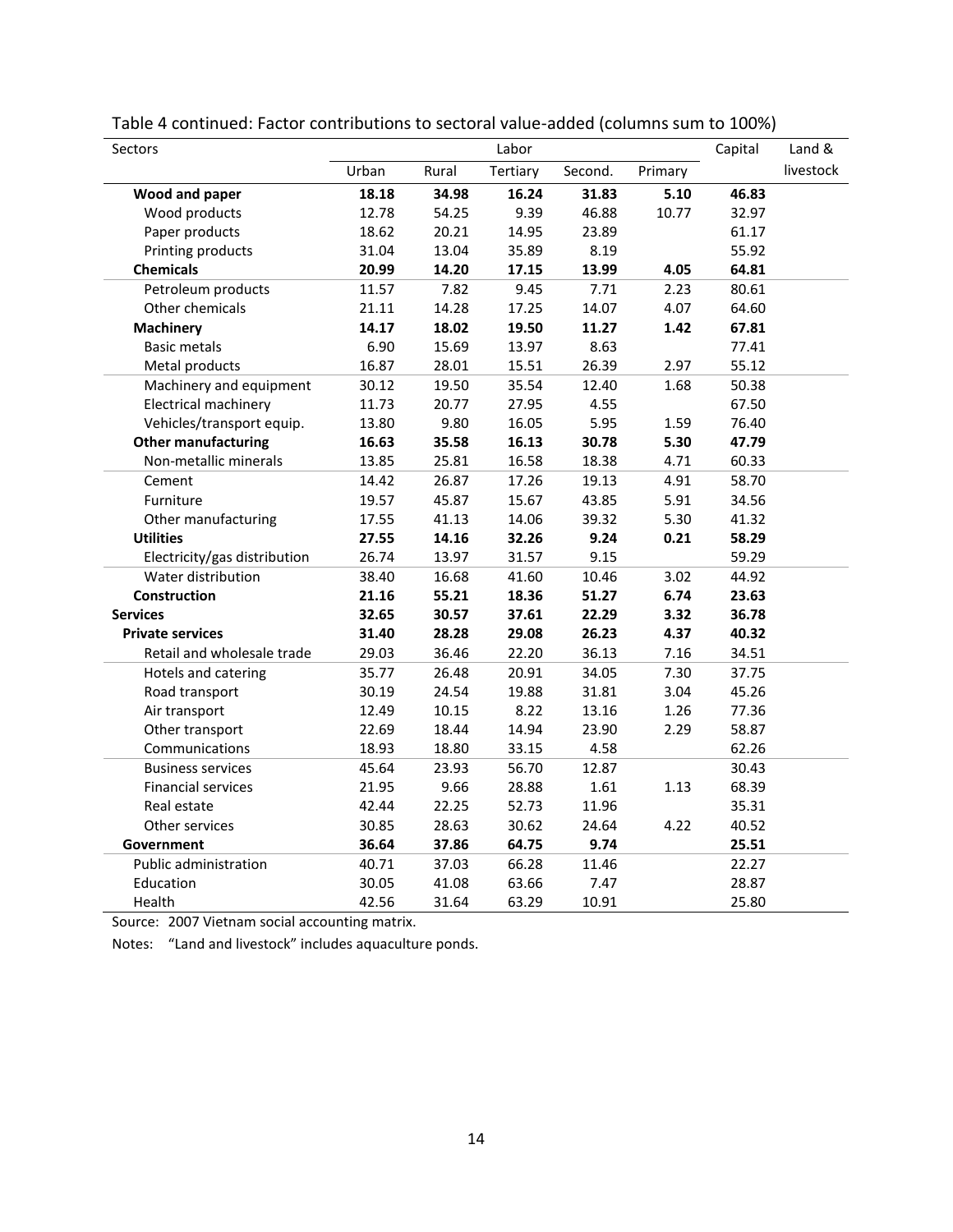Table 4 continued: Factor contributions to sectoral value-added (columns sum to 100%)

| Sectors | Labor | | | | | Capital | Land & livestock |
|---|---|---|---|---|---|---|---|
| | Urban | Rural | Tertiary | Second. | Primary | | |
| **Wood and paper** | **18.18** | **34.98** | **16.24** | **31.83** | **5.10** | **46.83** | |
| Wood products | 12.78 | 54.25 | 9.39 | 46.88 | 10.77 | 32.97 | |
| Paper products | 18.62 | 20.21 | 14.95 | 23.89 | | 61.17 | |
| Printing products | 31.04 | 13.04 | 35.89 | 8.19 | | 55.92 | |
| **Chemicals** | **20.99** | **14.20** | **17.15** | **13.99** | **4.05** | **64.81** | |
| Petroleum products | 11.57 | 7.82 | 9.45 | 7.71 | 2.23 | 80.61 | |
| Other chemicals | 21.11 | 14.28 | 17.25 | 14.07 | 4.07 | 64.60 | |
| **Machinery** | **14.17** | **18.02** | **19.50** | **11.27** | **1.42** | **67.81** | |
| Basic metals | 6.90 | 15.69 | 13.97 | 8.63 | | 77.41 | |
| Metal products | 16.87 | 28.01 | 15.51 | 26.39 | 2.97 | 55.12 | |
| Machinery and equipment | 30.12 | 19.50 | 35.54 | 12.40 | 1.68 | 50.38 | |
| Electrical machinery | 11.73 | 20.77 | 27.95 | 4.55 | | 67.50 | |
| Vehicles/transport equip. | 13.80 | 9.80 | 16.05 | 5.95 | 1.59 | 76.40 | |
| **Other manufacturing** | **16.63** | **35.58** | **16.13** | **30.78** | **5.30** | **47.79** | |
| Non-metallic minerals | 13.85 | 25.81 | 16.58 | 18.38 | 4.71 | 60.33 | |
| Cement | 14.42 | 26.87 | 17.26 | 19.13 | 4.91 | 58.70 | |
| Furniture | 19.57 | 45.87 | 15.67 | 43.85 | 5.91 | 34.56 | |
| Other manufacturing | 17.55 | 41.13 | 14.06 | 39.32 | 5.30 | 41.32 | |
| **Utilities** | **27.55** | **14.16** | **32.26** | **9.24** | **0.21** | **58.29** | |
| Electricity/gas distribution | 26.74 | 13.97 | 31.57 | 9.15 | | 59.29 | |
| Water distribution | 38.40 | 16.68 | 41.60 | 10.46 | 3.02 | 44.92 | |
| **Construction** | **21.16** | **55.21** | **18.36** | **51.27** | **6.74** | **23.63** | |
| **Services** | **32.65** | **30.57** | **37.61** | **22.29** | **3.32** | **36.78** | |
| **Private services** | **31.40** | **28.28** | **29.08** | **26.23** | **4.37** | **40.32** | |
| Retail and wholesale trade | 29.03 | 36.46 | 22.20 | 36.13 | 7.16 | 34.51 | |
| Hotels and catering | 35.77 | 26.48 | 20.91 | 34.05 | 7.30 | 37.75 | |
| Road transport | 30.19 | 24.54 | 19.88 | 31.81 | 3.04 | 45.26 | |
| Air transport | 12.49 | 10.15 | 8.22 | 13.16 | 1.26 | 77.36 | |
| Other transport | 22.69 | 18.44 | 14.94 | 23.90 | 2.29 | 58.87 | |
| Communications | 18.93 | 18.80 | 33.15 | 4.58 | | 62.26 | |
| Business services | 45.64 | 23.93 | 56.70 | 12.87 | | 30.43 | |
| Financial services | 21.95 | 9.66 | 28.88 | 1.61 | 1.13 | 68.39 | |
| Real estate | 42.44 | 22.25 | 52.73 | 11.96 | | 35.31 | |
| Other services | 30.85 | 28.63 | 30.62 | 24.64 | 4.22 | 40.52 | |
| **Government** | **36.64** | **37.86** | **64.75** | **9.74** | | **25.51** | |
| Public administration | 40.71 | 37.03 | 66.28 | 11.46 | | 22.27 | |
| Education | 30.05 | 41.08 | 63.66 | 7.47 | | 28.87 | |
| Health | 42.56 | 31.64 | 63.29 | 10.91 | | 25.80 | |

Source: 2007 Vietnam social accounting matrix.

Notes: "Land and livestock" includes aquaculture ponds.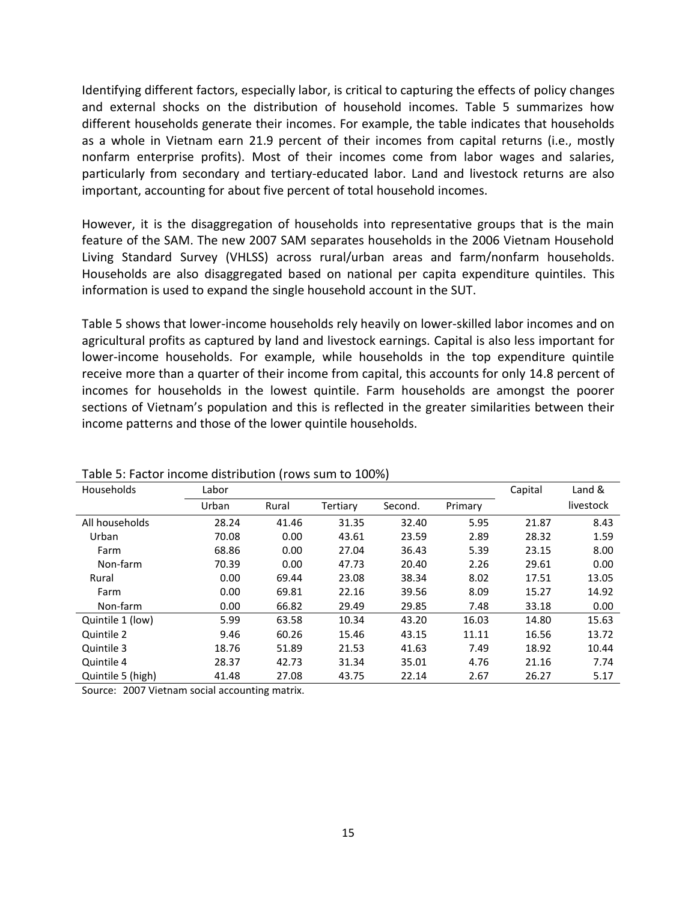Identifying different factors, especially labor, is critical to capturing the effects of policy changes and external shocks on the distribution of household incomes. Table 5 summarizes how different households generate their incomes. For example, the table indicates that households as a whole in Vietnam earn 21.9 percent of their incomes from capital returns (i.e., mostly nonfarm enterprise profits). Most of their incomes come from labor wages and salaries, particularly from secondary and tertiary-educated labor. Land and livestock returns are also important, accounting for about five percent of total household incomes.

However, it is the disaggregation of households into representative groups that is the main feature of the SAM. The new 2007 SAM separates households in the 2006 Vietnam Household Living Standard Survey (VHLSS) across rural/urban areas and farm/nonfarm households. Households are also disaggregated based on national per capita expenditure quintiles. This information is used to expand the single household account in the SUT.

Table 5 shows that lower-income households rely heavily on lower-skilled labor incomes and on agricultural profits as captured by land and livestock earnings. Capital is also less important for lower-income households. For example, while households in the top expenditure quintile receive more than a quarter of their income from capital, this accounts for only 14.8 percent of incomes for households in the lowest quintile. Farm households are amongst the poorer sections of Vietnam's population and this is reflected in the greater similarities between their income patterns and those of the lower quintile households.

Table 5: Factor income distribution (rows sum to 100%)

| Households | Labor | | | | | Capital | Land & livestock |
|---|---|---|---|---|---|---|---|
| | Urban | Rural | Tertiary | Second. | Primary | | |
| All households | 28.24 | 41.46 | 31.35 | 32.40 | 5.95 | 21.87 | 8.43 |
| Urban | 70.08 | 0.00 | 43.61 | 23.59 | 2.89 | 28.32 | 1.59 |
| Farm | 68.86 | 0.00 | 27.04 | 36.43 | 5.39 | 23.15 | 8.00 |
| Non-farm | 70.39 | 0.00 | 47.73 | 20.40 | 2.26 | 29.61 | 0.00 |
| Rural | 0.00 | 69.44 | 23.08 | 38.34 | 8.02 | 17.51 | 13.05 |
| Farm | 0.00 | 69.81 | 22.16 | 39.56 | 8.09 | 15.27 | 14.92 |
| Non-farm | 0.00 | 66.82 | 29.49 | 29.85 | 7.48 | 33.18 | 0.00 |
| Quintile 1 (low) | 5.99 | 63.58 | 10.34 | 43.20 | 16.03 | 14.80 | 15.63 |
| Quintile 2 | 9.46 | 60.26 | 15.46 | 43.15 | 11.11 | 16.56 | 13.72 |
| Quintile 3 | 18.76 | 51.89 | 21.53 | 41.63 | 7.49 | 18.92 | 10.44 |
| Quintile 4 | 28.37 | 42.73 | 31.34 | 35.01 | 4.76 | 21.16 | 7.74 |
| Quintile 5 (high) | 41.48 | 27.08 | 43.75 | 22.14 | 2.67 | 26.27 | 5.17 |

Source: 2007 Vietnam social accounting matrix.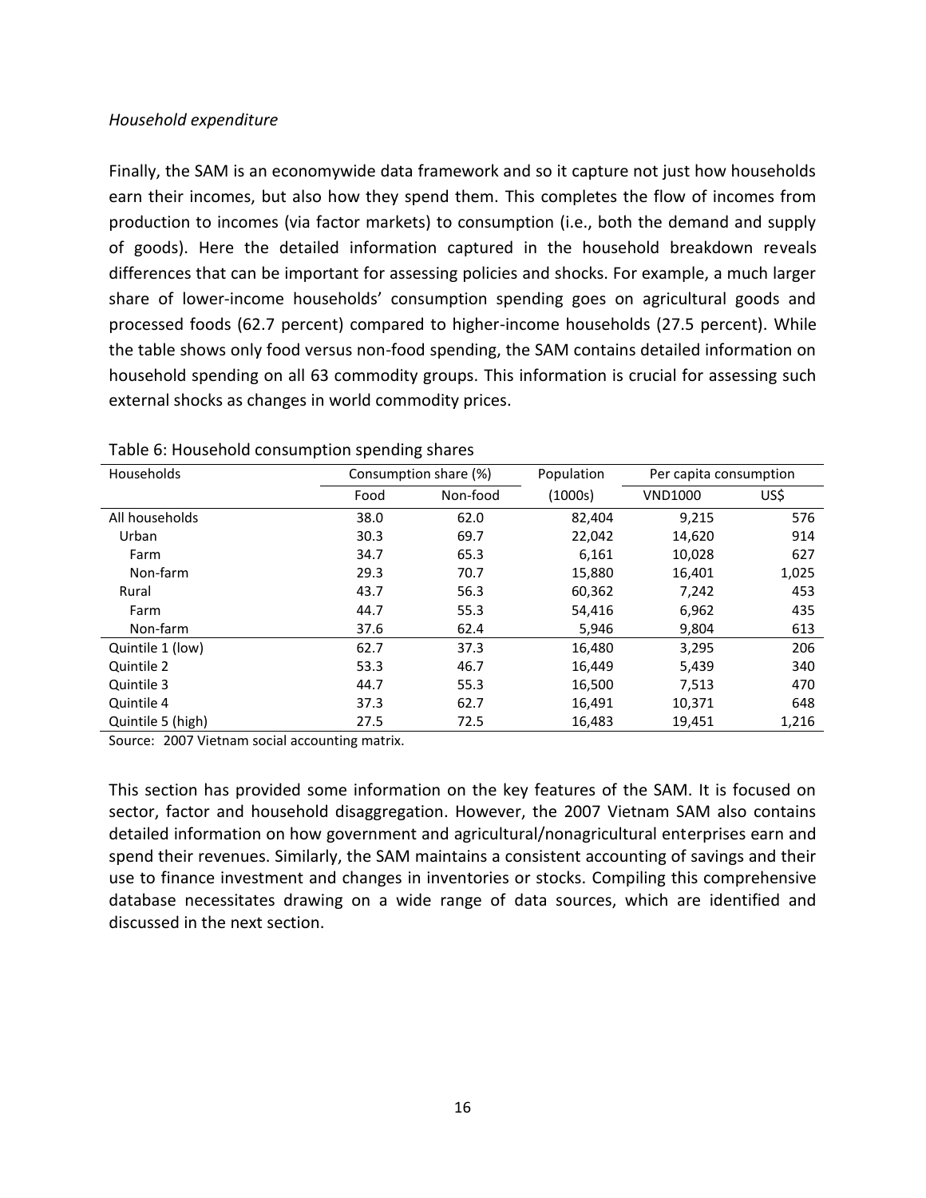*Household expenditure*

Finally, the SAM is an economywide data framework and so it capture not just how households earn their incomes, but also how they spend them. This completes the flow of incomes from production to incomes (via factor markets) to consumption (i.e., both the demand and supply of goods). Here the detailed information captured in the household breakdown reveals differences that can be important for assessing policies and shocks. For example, a much larger share of lower-income households' consumption spending goes on agricultural goods and processed foods (62.7 percent) compared to higher-income households (27.5 percent). While the table shows only food versus non-food spending, the SAM contains detailed information on household spending on all 63 commodity groups. This information is crucial for assessing such external shocks as changes in world commodity prices.

Table 6: Household consumption spending shares

| Households | Consumption share (%) | | Population | Per capita consumption | |
|---|---|---|---|---|---|
| | Food | Non-food | (1000s) | VND1000 | US$ |
| All households | 38.0 | 62.0 | 82,404 | 9,215 | 576 |
| Urban | 30.3 | 69.7 | 22,042 | 14,620 | 914 |
| Farm | 34.7 | 65.3 | 6,161 | 10,028 | 627 |
| Non-farm | 29.3 | 70.7 | 15,880 | 16,401 | 1,025 |
| Rural | 43.7 | 56.3 | 60,362 | 7,242 | 453 |
| Farm | 44.7 | 55.3 | 54,416 | 6,962 | 435 |
| Non-farm | 37.6 | 62.4 | 5,946 | 9,804 | 613 |
| Quintile 1 (low) | 62.7 | 37.3 | 16,480 | 3,295 | 206 |
| Quintile 2 | 53.3 | 46.7 | 16,449 | 5,439 | 340 |
| Quintile 3 | 44.7 | 55.3 | 16,500 | 7,513 | 470 |
| Quintile 4 | 37.3 | 62.7 | 16,491 | 10,371 | 648 |
| Quintile 5 (high) | 27.5 | 72.5 | 16,483 | 19,451 | 1,216 |

Source: 2007 Vietnam social accounting matrix.

This section has provided some information on the key features of the SAM. It is focused on sector, factor and household disaggregation. However, the 2007 Vietnam SAM also contains detailed information on how government and agricultural/nonagricultural enterprises earn and spend their revenues. Similarly, the SAM maintains a consistent accounting of savings and their use to finance investment and changes in inventories or stocks. Compiling this comprehensive database necessitates drawing on a wide range of data sources, which are identified and discussed in the next section.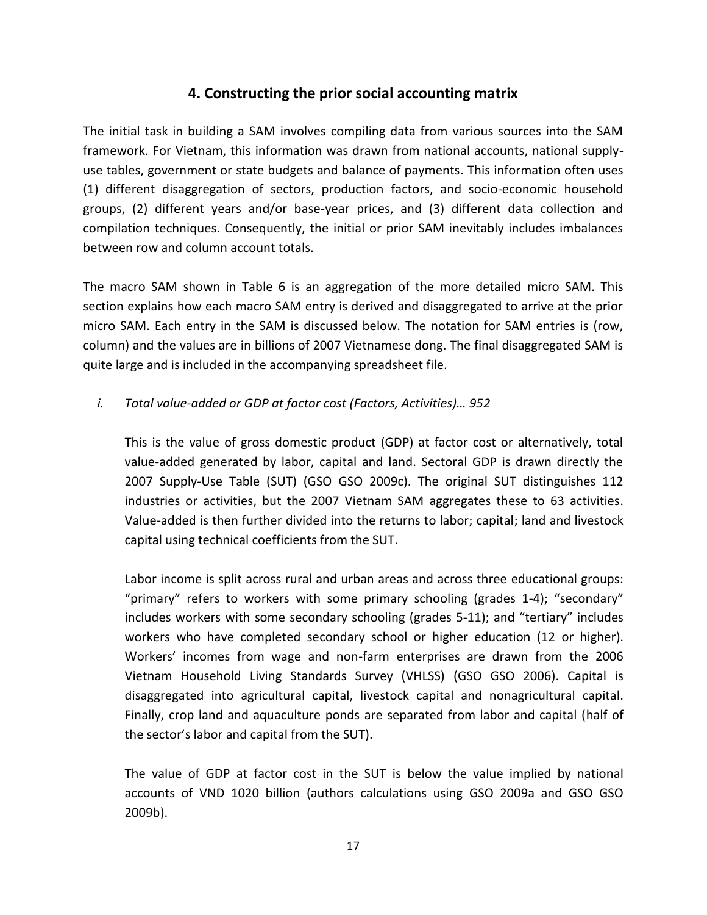## 4. Constructing the prior social accounting matrix

The initial task in building a SAM involves compiling data from various sources into the SAM framework. For Vietnam, this information was drawn from national accounts, national supply-use tables, government or state budgets and balance of payments. This information often uses (1) different disaggregation of sectors, production factors, and socio-economic household groups, (2) different years and/or base-year prices, and (3) different data collection and compilation techniques. Consequently, the initial or prior SAM inevitably includes imbalances between row and column account totals.

The macro SAM shown in Table 6 is an aggregation of the more detailed micro SAM. This section explains how each macro SAM entry is derived and disaggregated to arrive at the prior micro SAM. Each entry in the SAM is discussed below. The notation for SAM entries is (row, column) and the values are in billions of 2007 Vietnamese dong. The final disaggregated SAM is quite large and is included in the accompanying spreadsheet file.

*i. Total value-added or GDP at factor cost (Factors, Activities)… 952*

This is the value of gross domestic product (GDP) at factor cost or alternatively, total value-added generated by labor, capital and land. Sectoral GDP is drawn directly the 2007 Supply-Use Table (SUT) (GSO GSO 2009c). The original SUT distinguishes 112 industries or activities, but the 2007 Vietnam SAM aggregates these to 63 activities. Value-added is then further divided into the returns to labor; capital; land and livestock capital using technical coefficients from the SUT.

Labor income is split across rural and urban areas and across three educational groups: "primary" refers to workers with some primary schooling (grades 1-4); "secondary" includes workers with some secondary schooling (grades 5-11); and "tertiary" includes workers who have completed secondary school or higher education (12 or higher). Workers' incomes from wage and non-farm enterprises are drawn from the 2006 Vietnam Household Living Standards Survey (VHLSS) (GSO GSO 2006). Capital is disaggregated into agricultural capital, livestock capital and nonagricultural capital. Finally, crop land and aquaculture ponds are separated from labor and capital (half of the sector's labor and capital from the SUT).

The value of GDP at factor cost in the SUT is below the value implied by national accounts of VND 1020 billion (authors calculations using GSO 2009a and GSO GSO 2009b).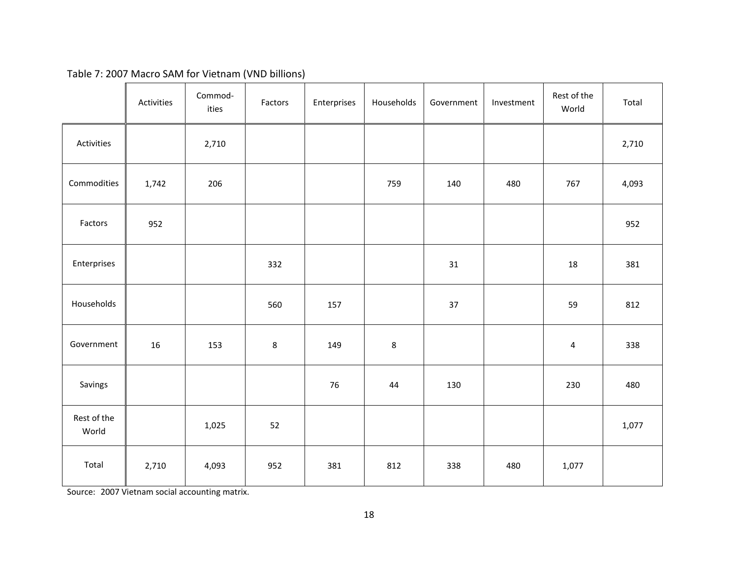Table 7: 2007 Macro SAM for Vietnam (VND billions)

| | Activities | Commod-ities | Factors | Enterprises | Households | Government | Investment | Rest of the World | Total |
|---|---|---|---|---|---|---|---|---|---|
| Activities | | 2,710 | | | | | | | 2,710 |
| Commodities | 1,742 | 206 | | | 759 | 140 | 480 | 767 | 4,093 |
| Factors | 952 | | | | | | | | 952 |
| Enterprises | | | 332 | | | 31 | | 18 | 381 |
| Households | | | 560 | 157 | | 37 | | 59 | 812 |
| Government | 16 | 153 | 8 | 149 | 8 | | | 4 | 338 |
| Savings | | | | 76 | 44 | 130 | | 230 | 480 |
| Rest of the World | | 1,025 | 52 | | | | | | 1,077 |
| Total | 2,710 | 4,093 | 952 | 381 | 812 | 338 | 480 | 1,077 | |

Source: 2007 Vietnam social accounting matrix.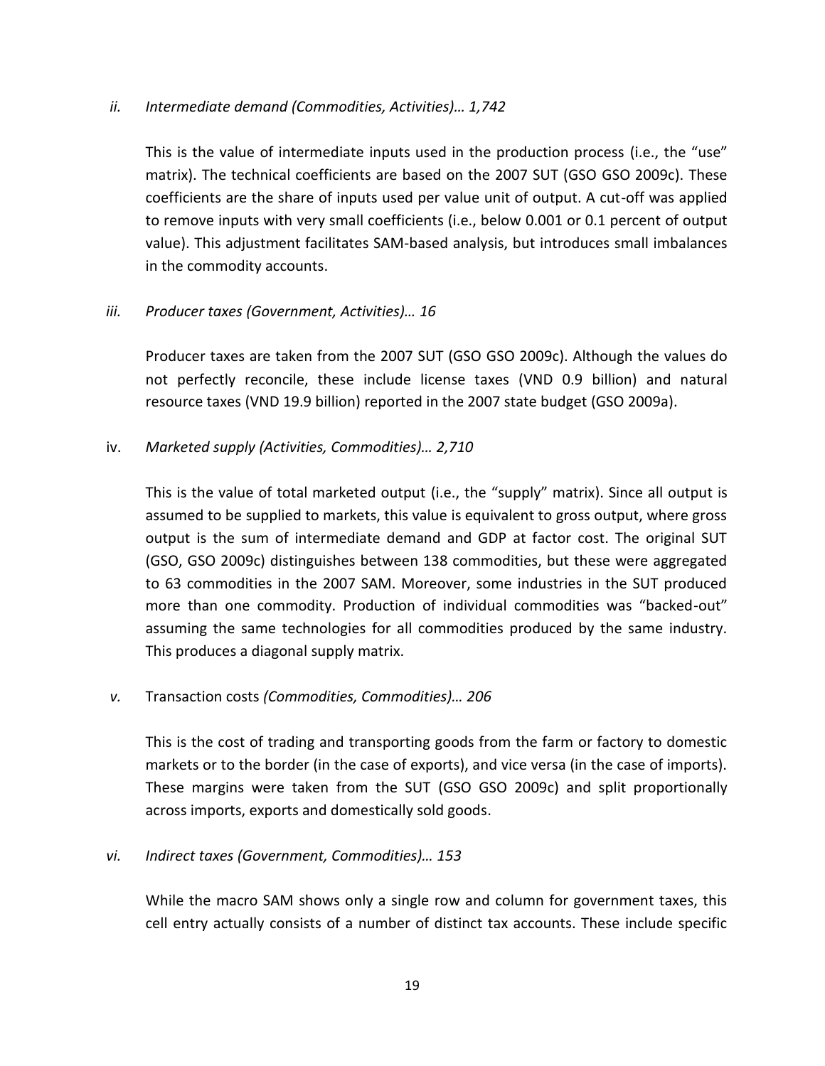*ii. Intermediate demand (Commodities, Activities)… 1,742*

This is the value of intermediate inputs used in the production process (i.e., the "use" matrix). The technical coefficients are based on the 2007 SUT (GSO GSO 2009c). These coefficients are the share of inputs used per value unit of output. A cut-off was applied to remove inputs with very small coefficients (i.e., below 0.001 or 0.1 percent of output value). This adjustment facilitates SAM-based analysis, but introduces small imbalances in the commodity accounts.

*iii. Producer taxes (Government, Activities)… 16*

Producer taxes are taken from the 2007 SUT (GSO GSO 2009c). Although the values do not perfectly reconcile, these include license taxes (VND 0.9 billion) and natural resource taxes (VND 19.9 billion) reported in the 2007 state budget (GSO 2009a).

iv. *Marketed supply (Activities, Commodities)… 2,710*

This is the value of total marketed output (i.e., the "supply" matrix). Since all output is assumed to be supplied to markets, this value is equivalent to gross output, where gross output is the sum of intermediate demand and GDP at factor cost. The original SUT (GSO, GSO 2009c) distinguishes between 138 commodities, but these were aggregated to 63 commodities in the 2007 SAM. Moreover, some industries in the SUT produced more than one commodity. Production of individual commodities was "backed-out" assuming the same technologies for all commodities produced by the same industry. This produces a diagonal supply matrix.

*v.* Transaction costs *(Commodities, Commodities)… 206*

This is the cost of trading and transporting goods from the farm or factory to domestic markets or to the border (in the case of exports), and vice versa (in the case of imports). These margins were taken from the SUT (GSO GSO 2009c) and split proportionally across imports, exports and domestically sold goods.

*vi. Indirect taxes (Government, Commodities)… 153*

While the macro SAM shows only a single row and column for government taxes, this cell entry actually consists of a number of distinct tax accounts. These include specific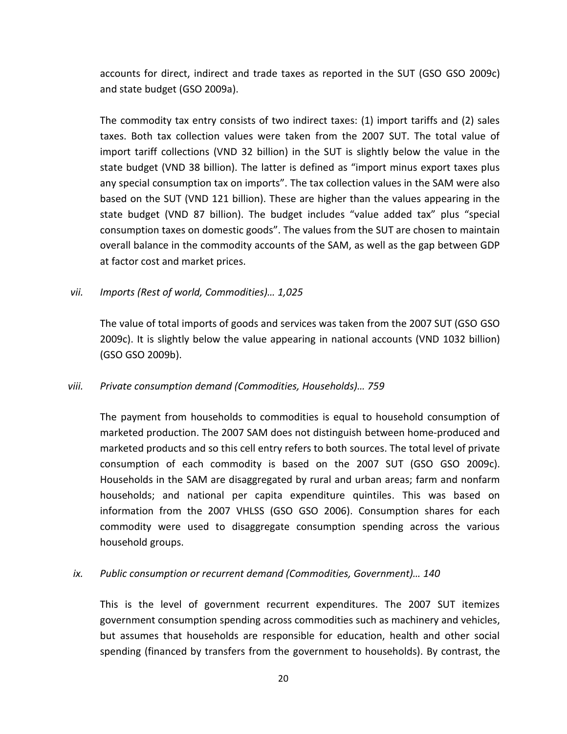accounts for direct, indirect and trade taxes as reported in the SUT (GSO GSO 2009c) and state budget (GSO 2009a).

The commodity tax entry consists of two indirect taxes: (1) import tariffs and (2) sales taxes. Both tax collection values were taken from the 2007 SUT. The total value of import tariff collections (VND 32 billion) in the SUT is slightly below the value in the state budget (VND 38 billion). The latter is defined as "import minus export taxes plus any special consumption tax on imports". The tax collection values in the SAM were also based on the SUT (VND 121 billion). These are higher than the values appearing in the state budget (VND 87 billion). The budget includes "value added tax" plus "special consumption taxes on domestic goods". The values from the SUT are chosen to maintain overall balance in the commodity accounts of the SAM, as well as the gap between GDP at factor cost and market prices.

*vii. Imports (Rest of world, Commodities)… 1,025*

The value of total imports of goods and services was taken from the 2007 SUT (GSO GSO 2009c). It is slightly below the value appearing in national accounts (VND 1032 billion) (GSO GSO 2009b).

*viii. Private consumption demand (Commodities, Households)… 759*

The payment from households to commodities is equal to household consumption of marketed production. The 2007 SAM does not distinguish between home-produced and marketed products and so this cell entry refers to both sources. The total level of private consumption of each commodity is based on the 2007 SUT (GSO GSO 2009c). Households in the SAM are disaggregated by rural and urban areas; farm and nonfarm households; and national per capita expenditure quintiles. This was based on information from the 2007 VHLSS (GSO GSO 2006). Consumption shares for each commodity were used to disaggregate consumption spending across the various household groups.

*ix. Public consumption or recurrent demand (Commodities, Government)… 140*

This is the level of government recurrent expenditures. The 2007 SUT itemizes government consumption spending across commodities such as machinery and vehicles, but assumes that households are responsible for education, health and other social spending (financed by transfers from the government to households). By contrast, the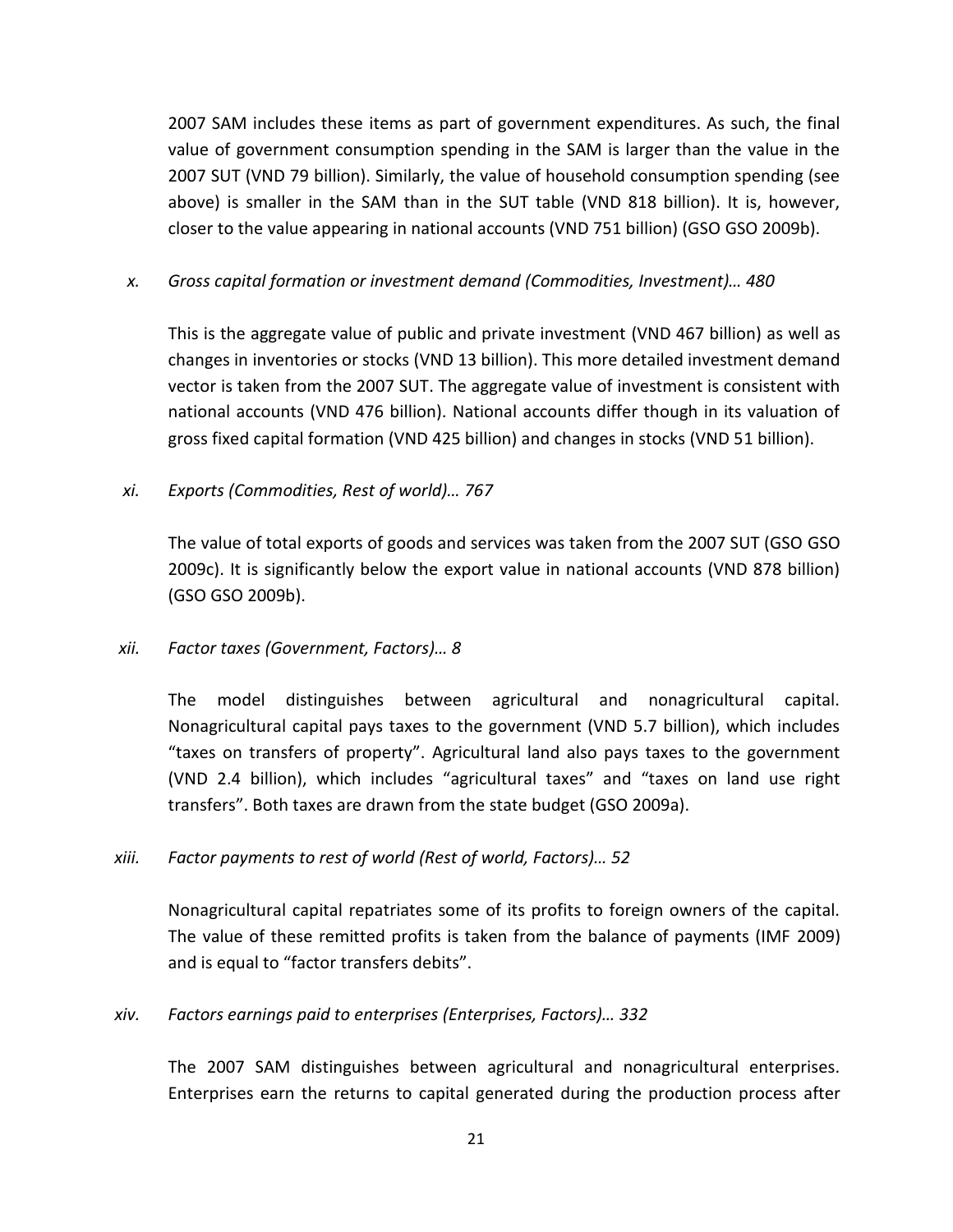2007 SAM includes these items as part of government expenditures. As such, the final value of government consumption spending in the SAM is larger than the value in the 2007 SUT (VND 79 billion). Similarly, the value of household consumption spending (see above) is smaller in the SAM than in the SUT table (VND 818 billion). It is, however, closer to the value appearing in national accounts (VND 751 billion) (GSO GSO 2009b).

x. *Gross capital formation or investment demand (Commodities, Investment)… 480*

This is the aggregate value of public and private investment (VND 467 billion) as well as changes in inventories or stocks (VND 13 billion). This more detailed investment demand vector is taken from the 2007 SUT. The aggregate value of investment is consistent with national accounts (VND 476 billion). National accounts differ though in its valuation of gross fixed capital formation (VND 425 billion) and changes in stocks (VND 51 billion).

xi. *Exports (Commodities, Rest of world)… 767*

The value of total exports of goods and services was taken from the 2007 SUT (GSO GSO 2009c). It is significantly below the export value in national accounts (VND 878 billion) (GSO GSO 2009b).

xii. *Factor taxes (Government, Factors)… 8*

The model distinguishes between agricultural and nonagricultural capital. Nonagricultural capital pays taxes to the government (VND 5.7 billion), which includes "taxes on transfers of property". Agricultural land also pays taxes to the government (VND 2.4 billion), which includes "agricultural taxes" and "taxes on land use right transfers". Both taxes are drawn from the state budget (GSO 2009a).

xiii. *Factor payments to rest of world (Rest of world, Factors)… 52*

Nonagricultural capital repatriates some of its profits to foreign owners of the capital. The value of these remitted profits is taken from the balance of payments (IMF 2009) and is equal to "factor transfers debits".

xiv. *Factors earnings paid to enterprises (Enterprises, Factors)… 332*

The 2007 SAM distinguishes between agricultural and nonagricultural enterprises. Enterprises earn the returns to capital generated during the production process after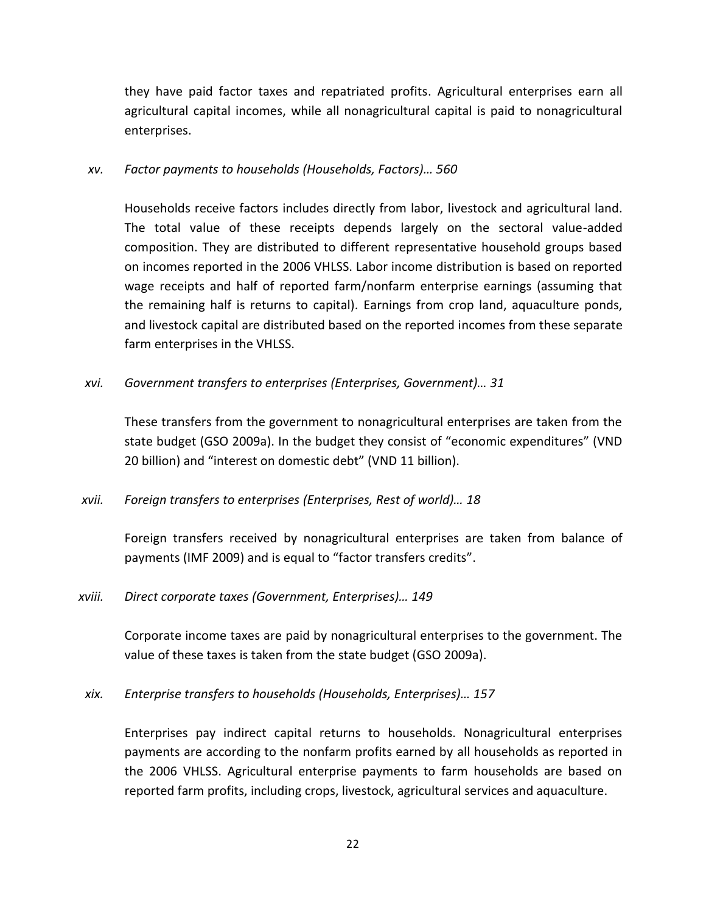they have paid factor taxes and repatriated profits. Agricultural enterprises earn all agricultural capital incomes, while all nonagricultural capital is paid to nonagricultural enterprises.

xv. *Factor payments to households (Households, Factors)… 560*

Households receive factors includes directly from labor, livestock and agricultural land. The total value of these receipts depends largely on the sectoral value-added composition. They are distributed to different representative household groups based on incomes reported in the 2006 VHLSS. Labor income distribution is based on reported wage receipts and half of reported farm/nonfarm enterprise earnings (assuming that the remaining half is returns to capital). Earnings from crop land, aquaculture ponds, and livestock capital are distributed based on the reported incomes from these separate farm enterprises in the VHLSS.

xvi. *Government transfers to enterprises (Enterprises, Government)… 31*

These transfers from the government to nonagricultural enterprises are taken from the state budget (GSO 2009a). In the budget they consist of "economic expenditures" (VND 20 billion) and "interest on domestic debt" (VND 11 billion).

xvii. *Foreign transfers to enterprises (Enterprises, Rest of world)… 18*

Foreign transfers received by nonagricultural enterprises are taken from balance of payments (IMF 2009) and is equal to "factor transfers credits".

xviii. *Direct corporate taxes (Government, Enterprises)… 149*

Corporate income taxes are paid by nonagricultural enterprises to the government. The value of these taxes is taken from the state budget (GSO 2009a).

xix. *Enterprise transfers to households (Households, Enterprises)… 157*

Enterprises pay indirect capital returns to households. Nonagricultural enterprises payments are according to the nonfarm profits earned by all households as reported in the 2006 VHLSS. Agricultural enterprise payments to farm households are based on reported farm profits, including crops, livestock, agricultural services and aquaculture.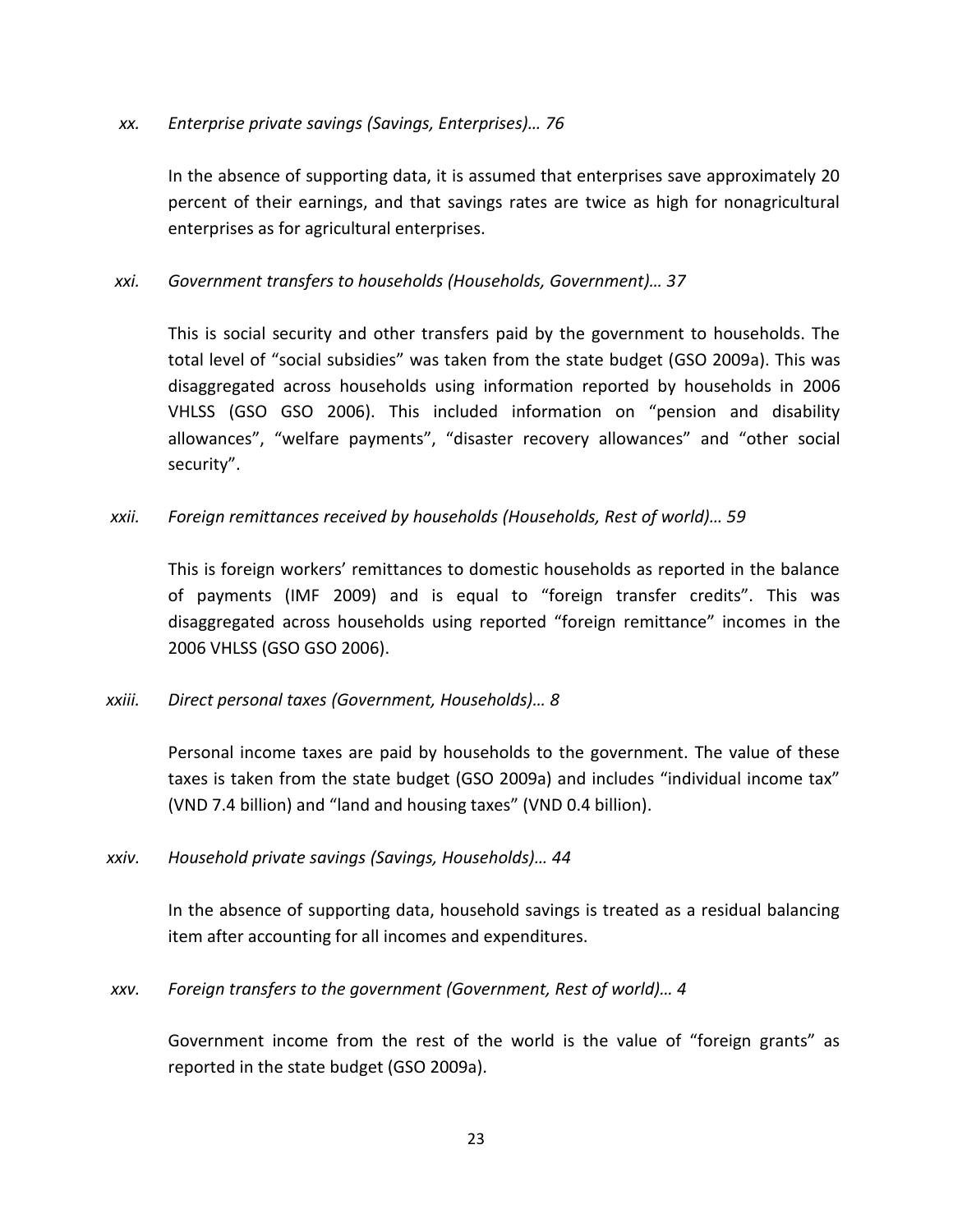*xx. Enterprise private savings (Savings, Enterprises)… 76*

In the absence of supporting data, it is assumed that enterprises save approximately 20 percent of their earnings, and that savings rates are twice as high for nonagricultural enterprises as for agricultural enterprises.

*xxi. Government transfers to households (Households, Government)… 37*

This is social security and other transfers paid by the government to households. The total level of "social subsidies" was taken from the state budget (GSO 2009a). This was disaggregated across households using information reported by households in 2006 VHLSS (GSO GSO 2006). This included information on "pension and disability allowances", "welfare payments", "disaster recovery allowances" and "other social security".

*xxii. Foreign remittances received by households (Households, Rest of world)… 59*

This is foreign workers' remittances to domestic households as reported in the balance of payments (IMF 2009) and is equal to "foreign transfer credits". This was disaggregated across households using reported "foreign remittance" incomes in the 2006 VHLSS (GSO GSO 2006).

*xxiii. Direct personal taxes (Government, Households)… 8*

Personal income taxes are paid by households to the government. The value of these taxes is taken from the state budget (GSO 2009a) and includes "individual income tax" (VND 7.4 billion) and "land and housing taxes" (VND 0.4 billion).

*xxiv. Household private savings (Savings, Households)… 44*

In the absence of supporting data, household savings is treated as a residual balancing item after accounting for all incomes and expenditures.

*xxv. Foreign transfers to the government (Government, Rest of world)… 4*

Government income from the rest of the world is the value of "foreign grants" as reported in the state budget (GSO 2009a).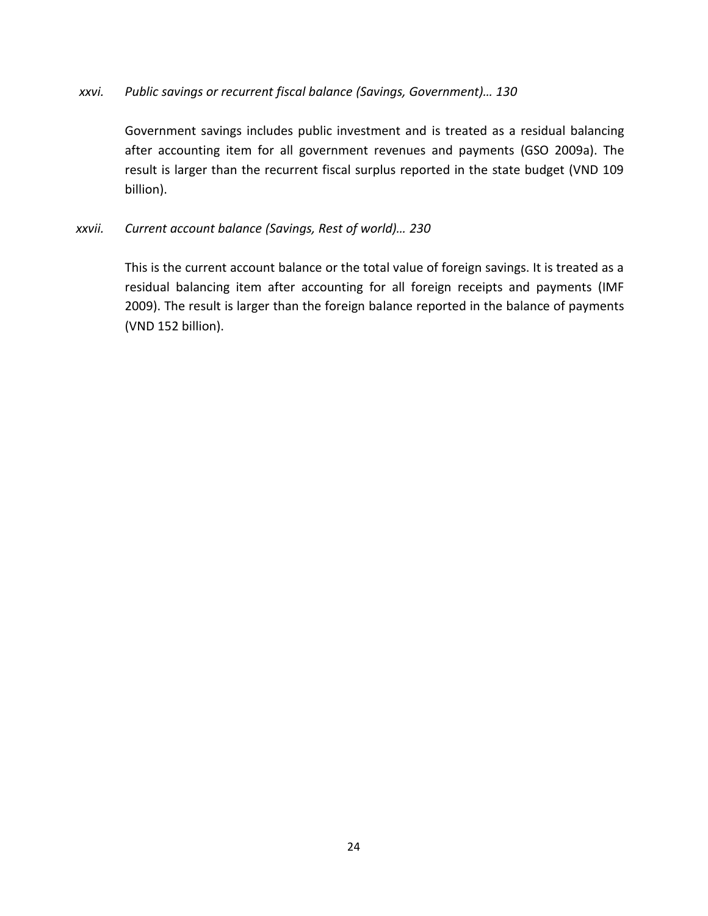*xxvi. Public savings or recurrent fiscal balance (Savings, Government)… 130*

Government savings includes public investment and is treated as a residual balancing after accounting item for all government revenues and payments (GSO 2009a). The result is larger than the recurrent fiscal surplus reported in the state budget (VND 109 billion).

*xxvii. Current account balance (Savings, Rest of world)… 230*

This is the current account balance or the total value of foreign savings. It is treated as a residual balancing item after accounting for all foreign receipts and payments (IMF 2009). The result is larger than the foreign balance reported in the balance of payments (VND 152 billion).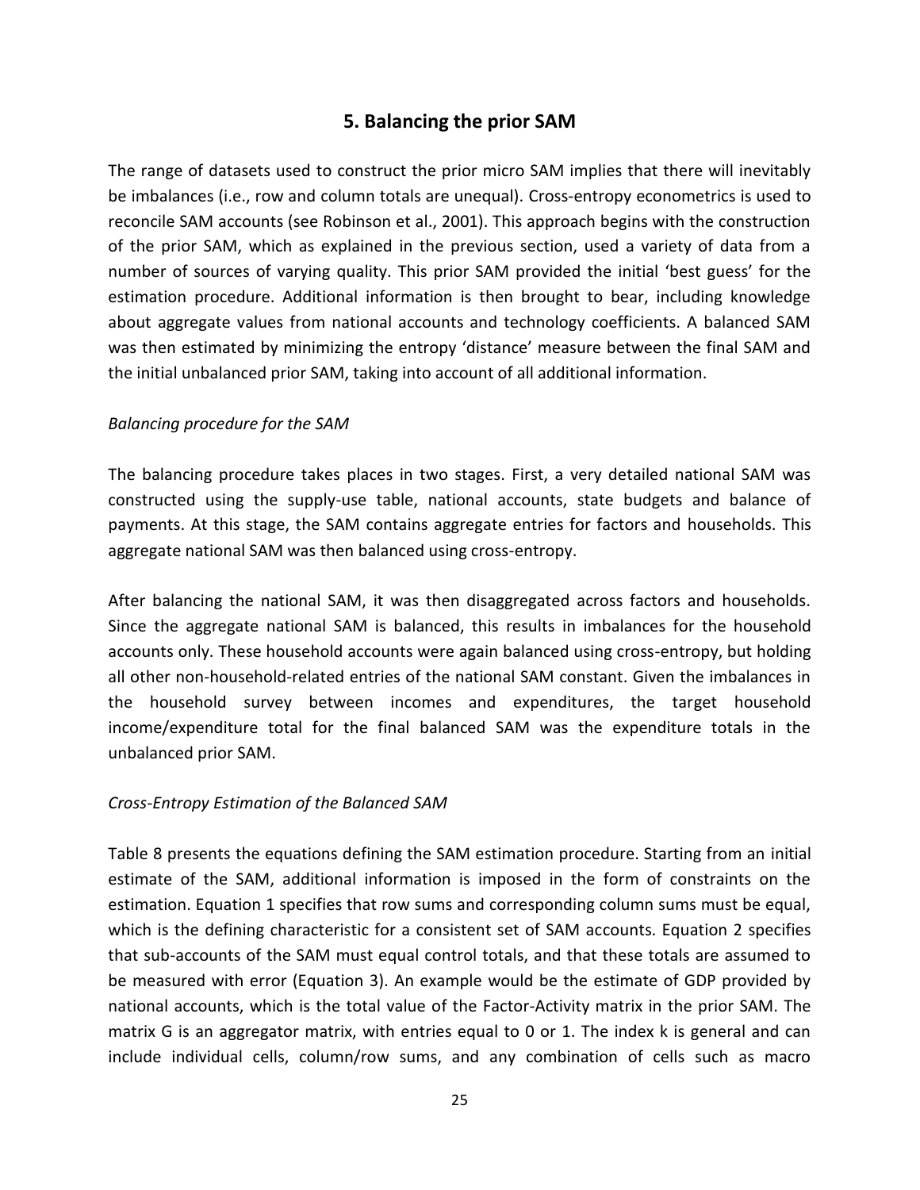## 5. Balancing the prior SAM

The range of datasets used to construct the prior micro SAM implies that there will inevitably be imbalances (i.e., row and column totals are unequal). Cross-entropy econometrics is used to reconcile SAM accounts (see Robinson et al., 2001). This approach begins with the construction of the prior SAM, which as explained in the previous section, used a variety of data from a number of sources of varying quality. This prior SAM provided the initial 'best guess' for the estimation procedure. Additional information is then brought to bear, including knowledge about aggregate values from national accounts and technology coefficients. A balanced SAM was then estimated by minimizing the entropy 'distance' measure between the final SAM and the initial unbalanced prior SAM, taking into account of all additional information.

*Balancing procedure for the SAM*

The balancing procedure takes places in two stages. First, a very detailed national SAM was constructed using the supply-use table, national accounts, state budgets and balance of payments. At this stage, the SAM contains aggregate entries for factors and households. This aggregate national SAM was then balanced using cross-entropy.

After balancing the national SAM, it was then disaggregated across factors and households. Since the aggregate national SAM is balanced, this results in imbalances for the household accounts only. These household accounts were again balanced using cross-entropy, but holding all other non-household-related entries of the national SAM constant. Given the imbalances in the household survey between incomes and expenditures, the target household income/expenditure total for the final balanced SAM was the expenditure totals in the unbalanced prior SAM.

*Cross-Entropy Estimation of the Balanced SAM*

Table 8 presents the equations defining the SAM estimation procedure. Starting from an initial estimate of the SAM, additional information is imposed in the form of constraints on the estimation. Equation 1 specifies that row sums and corresponding column sums must be equal, which is the defining characteristic for a consistent set of SAM accounts. Equation 2 specifies that sub-accounts of the SAM must equal control totals, and that these totals are assumed to be measured with error (Equation 3). An example would be the estimate of GDP provided by national accounts, which is the total value of the Factor-Activity matrix in the prior SAM. The matrix G is an aggregator matrix, with entries equal to 0 or 1. The index k is general and can include individual cells, column/row sums, and any combination of cells such as macro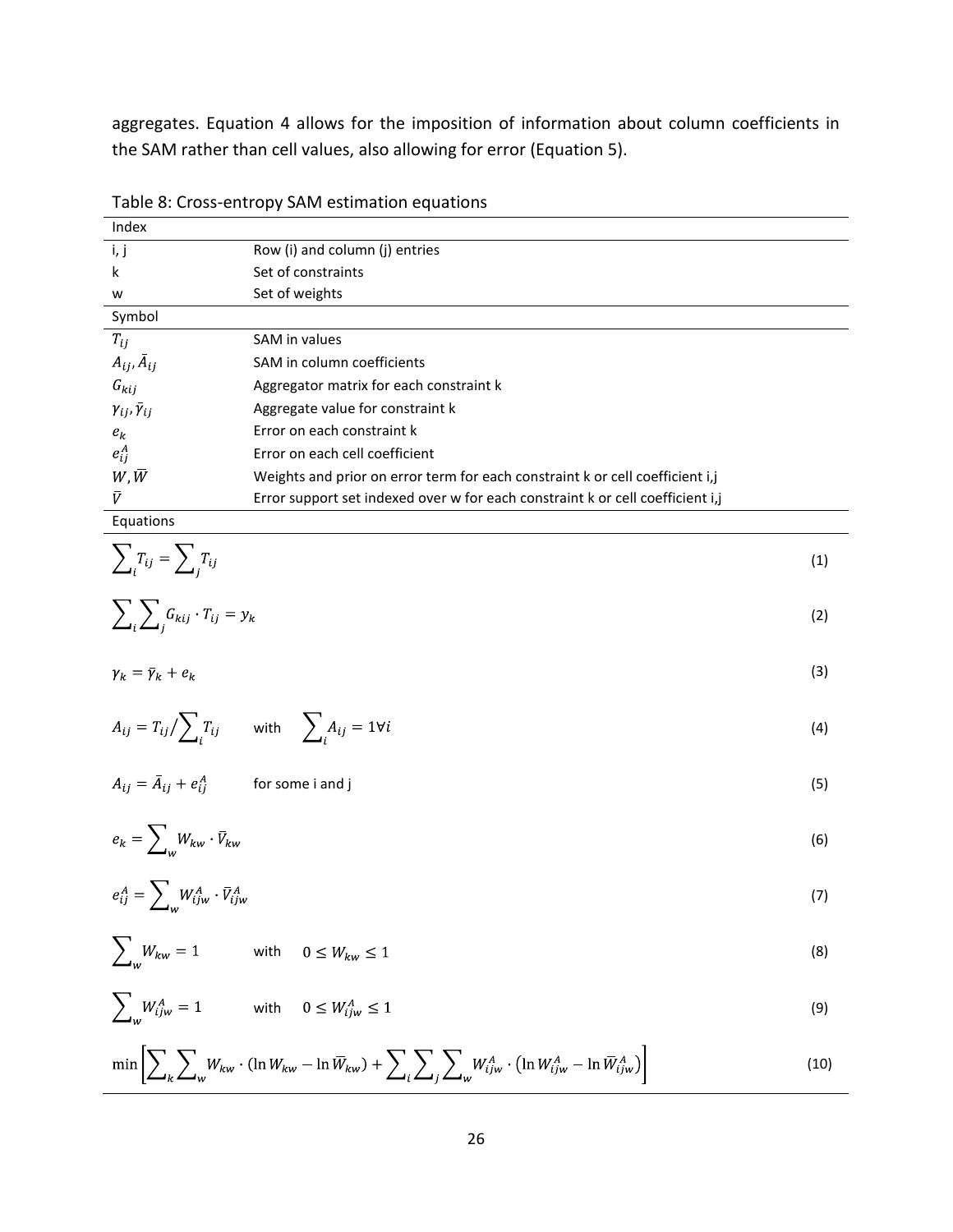aggregates. Equation 4 allows for the imposition of information about column coefficients in the SAM rather than cell values, also allowing for error (Equation 5).

Table 8: Cross-entropy SAM estimation equations

| Index | |
|---|---|
| i, j | Row (i) and column (j) entries |
| k | Set of constraints |
| w | Set of weights |
| **Symbol** | |
| $T_{ij}$ | SAM in values |
| $A_{ij}, \bar{A}_{ij}$ | SAM in column coefficients |
| $G_{kij}$ | Aggregator matrix for each constraint k |
| $\gamma_{ij}, \bar{\gamma}_{ij}$ | Aggregate value for constraint k |
| $e_k$ | Error on each constraint k |
| $e_{ij}^A$ | Error on each cell coefficient |
| $W, \bar{W}$ | Weights and prior on error term for each constraint k or cell coefficient i,j |
| $\bar{V}$ | Error support set indexed over w for each constraint k or cell coefficient i,j |

Equations

$$\sum_i T_{ij} = \sum_j T_{ij} \tag{1}$$

$$\sum_i \sum_j G_{kij} \cdot T_{ij} = y_k \tag{2}$$

$$\gamma_k = \bar{\gamma}_k + e_k \tag{3}$$

$$A_{ij} = T_{ij} / \sum_i T_{ij} \qquad \text{with} \qquad \sum_i A_{ij} = 1 \forall i \tag{4}$$

$$A_{ij} = \bar{A}_{ij} + e_{ij}^A \qquad \text{for some i and j} \tag{5}$$

$$e_k = \sum_w W_{kw} \cdot \bar{V}_{kw} \tag{6}$$

$$e_{ij}^A = \sum_w W_{ijw}^A \cdot \bar{V}_{ijw}^A \tag{7}$$

$$\sum_w W_{kw} = 1 \qquad \text{with} \qquad 0 \le W_{kw} \le 1 \tag{8}$$

$$\sum_w W_{ijw}^A = 1 \qquad \text{with} \qquad 0 \le W_{ijw}^A \le 1 \tag{9}$$

$$\min \left[ \sum_k \sum_w W_{kw} \cdot (\ln W_{kw} - \ln \bar{W}_{kw}) + \sum_i \sum_j \sum_w W_{ijw}^A \cdot \left( \ln W_{ijw}^A - \ln \bar{W}_{ijw}^A \right) \right] \tag{10}$$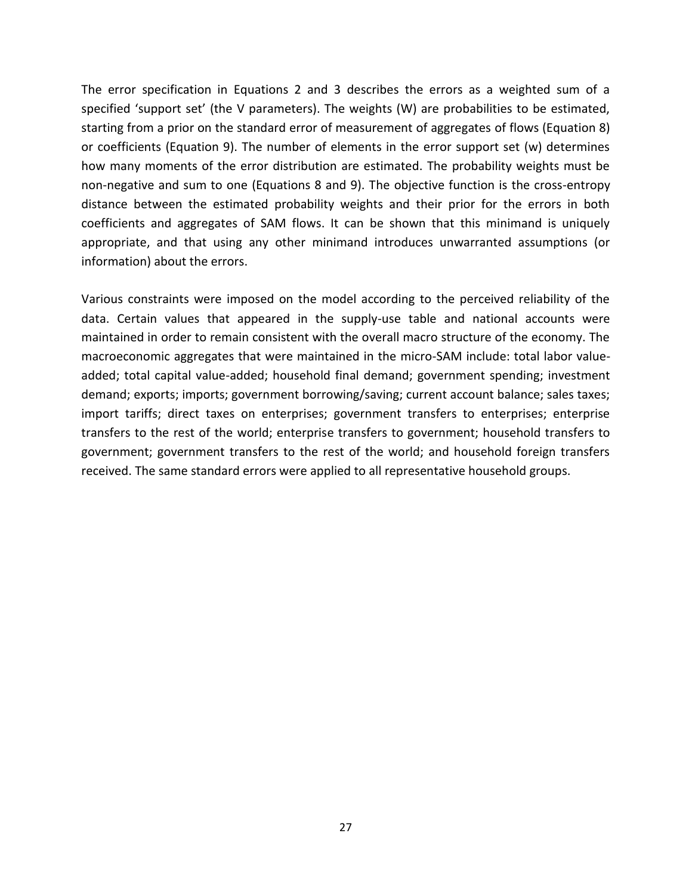The error specification in Equations 2 and 3 describes the errors as a weighted sum of a specified 'support set' (the V parameters). The weights (W) are probabilities to be estimated, starting from a prior on the standard error of measurement of aggregates of flows (Equation 8) or coefficients (Equation 9). The number of elements in the error support set (w) determines how many moments of the error distribution are estimated. The probability weights must be non-negative and sum to one (Equations 8 and 9). The objective function is the cross-entropy distance between the estimated probability weights and their prior for the errors in both coefficients and aggregates of SAM flows. It can be shown that this minimand is uniquely appropriate, and that using any other minimand introduces unwarranted assumptions (or information) about the errors.

Various constraints were imposed on the model according to the perceived reliability of the data. Certain values that appeared in the supply-use table and national accounts were maintained in order to remain consistent with the overall macro structure of the economy. The macroeconomic aggregates that were maintained in the micro-SAM include: total labor value-added; total capital value-added; household final demand; government spending; investment demand; exports; imports; government borrowing/saving; current account balance; sales taxes; import tariffs; direct taxes on enterprises; government transfers to enterprises; enterprise transfers to the rest of the world; enterprise transfers to government; household transfers to government; government transfers to the rest of the world; and household foreign transfers received. The same standard errors were applied to all representative household groups.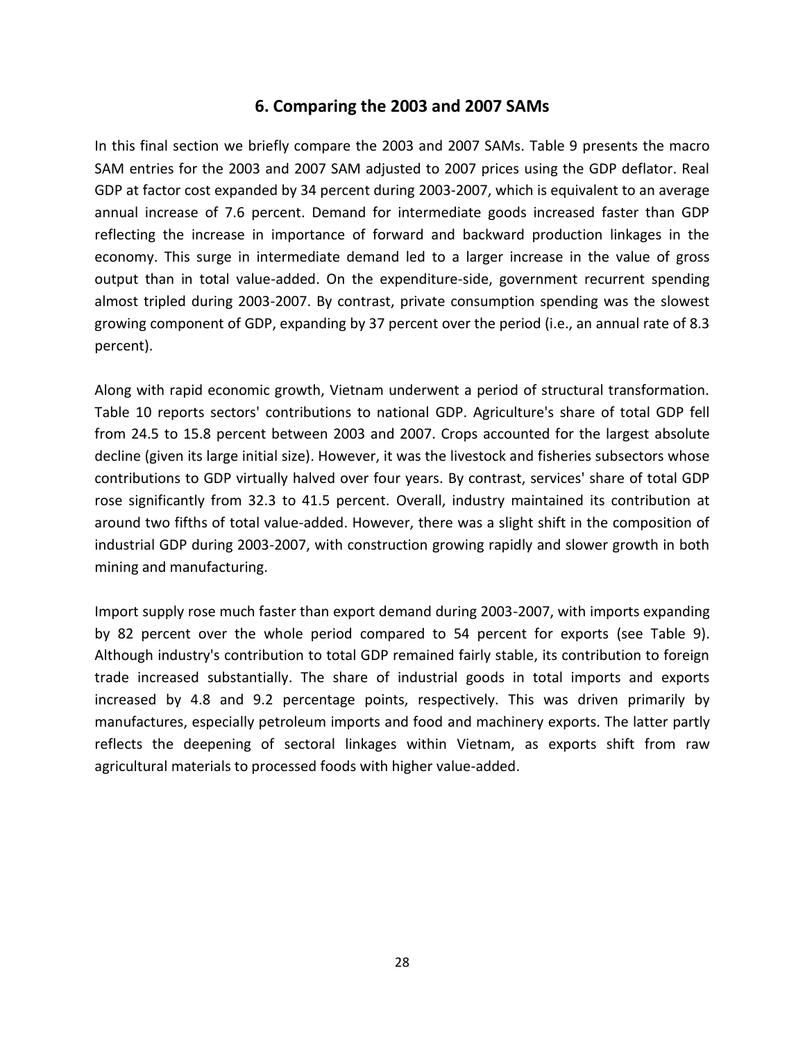## 6. Comparing the 2003 and 2007 SAMs

In this final section we briefly compare the 2003 and 2007 SAMs. Table 9 presents the macro SAM entries for the 2003 and 2007 SAM adjusted to 2007 prices using the GDP deflator. Real GDP at factor cost expanded by 34 percent during 2003-2007, which is equivalent to an average annual increase of 7.6 percent. Demand for intermediate goods increased faster than GDP reflecting the increase in importance of forward and backward production linkages in the economy. This surge in intermediate demand led to a larger increase in the value of gross output than in total value-added. On the expenditure-side, government recurrent spending almost tripled during 2003-2007. By contrast, private consumption spending was the slowest growing component of GDP, expanding by 37 percent over the period (i.e., an annual rate of 8.3 percent).

Along with rapid economic growth, Vietnam underwent a period of structural transformation. Table 10 reports sectors' contributions to national GDP. Agriculture's share of total GDP fell from 24.5 to 15.8 percent between 2003 and 2007. Crops accounted for the largest absolute decline (given its large initial size). However, it was the livestock and fisheries subsectors whose contributions to GDP virtually halved over four years. By contrast, services' share of total GDP rose significantly from 32.3 to 41.5 percent. Overall, industry maintained its contribution at around two fifths of total value-added. However, there was a slight shift in the composition of industrial GDP during 2003-2007, with construction growing rapidly and slower growth in both mining and manufacturing.

Import supply rose much faster than export demand during 2003-2007, with imports expanding by 82 percent over the whole period compared to 54 percent for exports (see Table 9). Although industry's contribution to total GDP remained fairly stable, its contribution to foreign trade increased substantially. The share of industrial goods in total imports and exports increased by 4.8 and 9.2 percentage points, respectively. This was driven primarily by manufactures, especially petroleum imports and food and machinery exports. The latter partly reflects the deepening of sectoral linkages within Vietnam, as exports shift from raw agricultural materials to processed foods with higher value-added.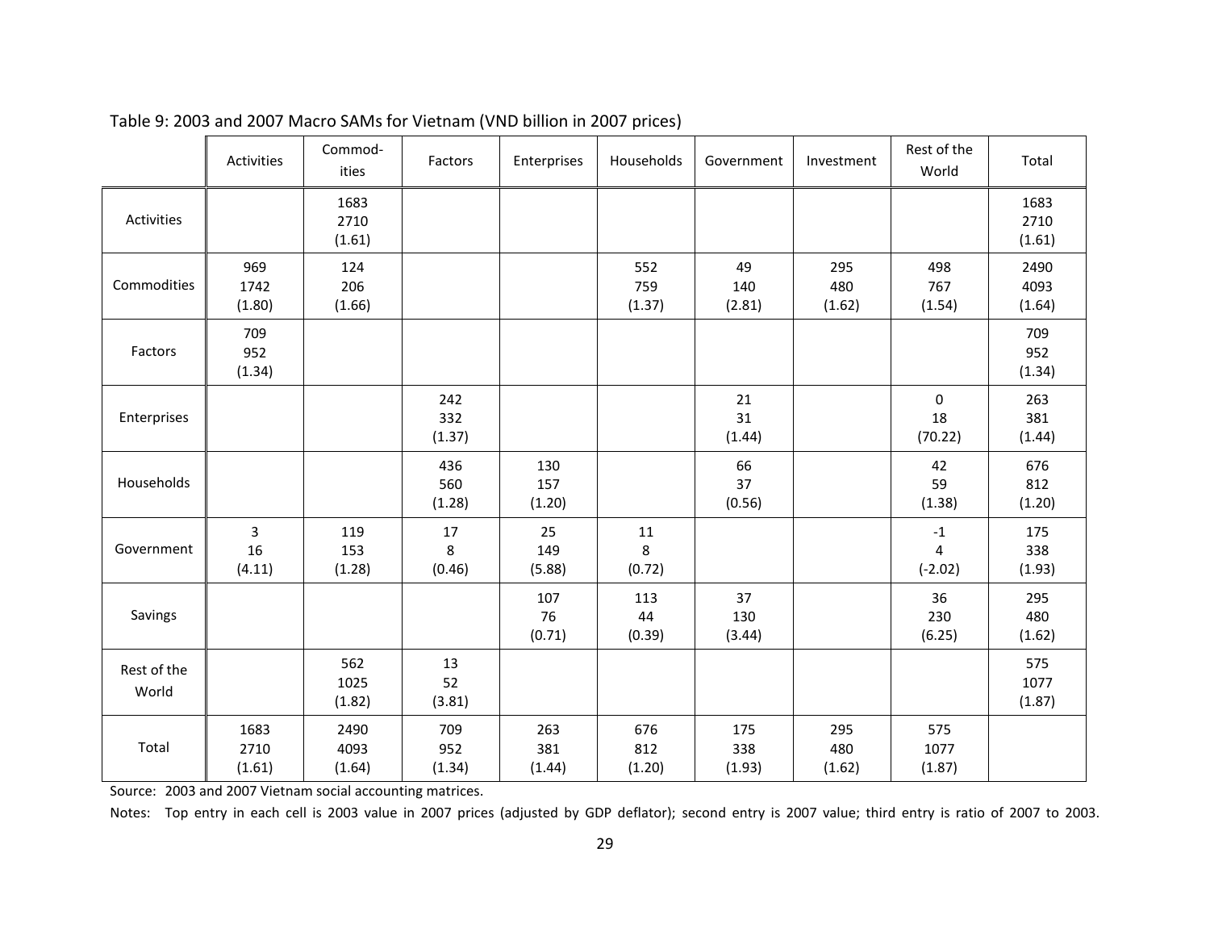Table 9: 2003 and 2007 Macro SAMs for Vietnam (VND billion in 2007 prices)

| | Activities | Commod-ities | Factors | Enterprises | Households | Government | Investment | Rest of the World | Total |
|---|---|---|---|---|---|---|---|---|---|
| Activities | | 1683<br>2710<br>(1.61) | | | | | | | 1683<br>2710<br>(1.61) |
| Commodities | 969<br>1742<br>(1.80) | 124<br>206<br>(1.66) | | | 552<br>759<br>(1.37) | 49<br>140<br>(2.81) | 295<br>480<br>(1.62) | 498<br>767<br>(1.54) | 2490<br>4093<br>(1.64) |
| Factors | 709<br>952<br>(1.34) | | | | | | | | 709<br>952<br>(1.34) |
| Enterprises | | | 242<br>332<br>(1.37) | | | 21<br>31<br>(1.44) | | 0<br>18<br>(70.22) | 263<br>381<br>(1.44) |
| Households | | | 436<br>560<br>(1.28) | 130<br>157<br>(1.20) | | 66<br>37<br>(0.56) | | 42<br>59<br>(1.38) | 676<br>812<br>(1.20) |
| Government | 3<br>16<br>(4.11) | 119<br>153<br>(1.28) | 17<br>8<br>(0.46) | 25<br>149<br>(5.88) | 11<br>8<br>(0.72) | | | -1<br>4<br>(-2.02) | 175<br>338<br>(1.93) |
| Savings | | | | 107<br>76<br>(0.71) | 113<br>44<br>(0.39) | 37<br>130<br>(3.44) | | 36<br>230<br>(6.25) | 295<br>480<br>(1.62) |
| Rest of the World | | 562<br>1025<br>(1.82) | 13<br>52<br>(3.81) | | | | | | 575<br>1077<br>(1.87) |
| Total | 1683<br>2710<br>(1.61) | 2490<br>4093<br>(1.64) | 709<br>952<br>(1.34) | 263<br>381<br>(1.44) | 676<br>812<br>(1.20) | 175<br>338<br>(1.93) | 295<br>480<br>(1.62) | 575<br>1077<br>(1.87) | |

Source: 2003 and 2007 Vietnam social accounting matrices.

Notes: Top entry in each cell is 2003 value in 2007 prices (adjusted by GDP deflator); second entry is 2007 value; third entry is ratio of 2007 to 2003.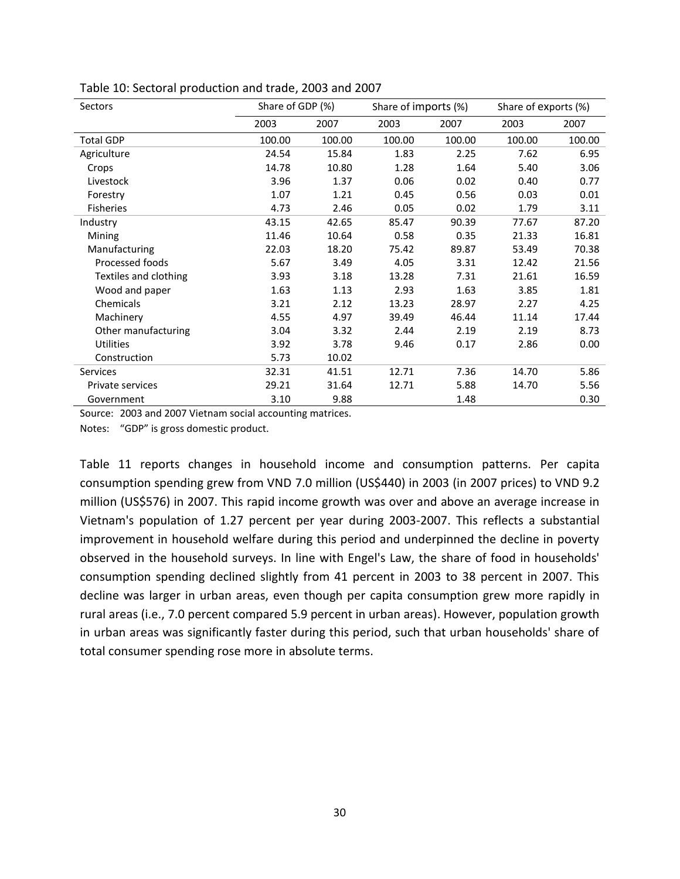Table 10: Sectoral production and trade, 2003 and 2007

| Sectors | Share of GDP (%) | | Share of imports (%) | | Share of exports (%) | |
|---|---|---|---|---|---|---|
| | 2003 | 2007 | 2003 | 2007 | 2003 | 2007 |
| Total GDP | 100.00 | 100.00 | 100.00 | 100.00 | 100.00 | 100.00 |
| Agriculture | 24.54 | 15.84 | 1.83 | 2.25 | 7.62 | 6.95 |
| Crops | 14.78 | 10.80 | 1.28 | 1.64 | 5.40 | 3.06 |
| Livestock | 3.96 | 1.37 | 0.06 | 0.02 | 0.40 | 0.77 |
| Forestry | 1.07 | 1.21 | 0.45 | 0.56 | 0.03 | 0.01 |
| Fisheries | 4.73 | 2.46 | 0.05 | 0.02 | 1.79 | 3.11 |
| Industry | 43.15 | 42.65 | 85.47 | 90.39 | 77.67 | 87.20 |
| Mining | 11.46 | 10.64 | 0.58 | 0.35 | 21.33 | 16.81 |
| Manufacturing | 22.03 | 18.20 | 75.42 | 89.87 | 53.49 | 70.38 |
| Processed foods | 5.67 | 3.49 | 4.05 | 3.31 | 12.42 | 21.56 |
| Textiles and clothing | 3.93 | 3.18 | 13.28 | 7.31 | 21.61 | 16.59 |
| Wood and paper | 1.63 | 1.13 | 2.93 | 1.63 | 3.85 | 1.81 |
| Chemicals | 3.21 | 2.12 | 13.23 | 28.97 | 2.27 | 4.25 |
| Machinery | 4.55 | 4.97 | 39.49 | 46.44 | 11.14 | 17.44 |
| Other manufacturing | 3.04 | 3.32 | 2.44 | 2.19 | 2.19 | 8.73 |
| Utilities | 3.92 | 3.78 | 9.46 | 0.17 | 2.86 | 0.00 |
| Construction | 5.73 | 10.02 | | | | |
| Services | 32.31 | 41.51 | 12.71 | 7.36 | 14.70 | 5.86 |
| Private services | 29.21 | 31.64 | 12.71 | 5.88 | 14.70 | 5.56 |
| Government | 3.10 | 9.88 | | 1.48 | | 0.30 |

Source: 2003 and 2007 Vietnam social accounting matrices.

Notes: "GDP" is gross domestic product.

Table 11 reports changes in household income and consumption patterns. Per capita consumption spending grew from VND 7.0 million (US$440) in 2003 (in 2007 prices) to VND 9.2 million (US$576) in 2007. This rapid income growth was over and above an average increase in Vietnam's population of 1.27 percent per year during 2003-2007. This reflects a substantial improvement in household welfare during this period and underpinned the decline in poverty observed in the household surveys. In line with Engel's Law, the share of food in households' consumption spending declined slightly from 41 percent in 2003 to 38 percent in 2007. This decline was larger in urban areas, even though per capita consumption grew more rapidly in rural areas (i.e., 7.0 percent compared 5.9 percent in urban areas). However, population growth in urban areas was significantly faster during this period, such that urban households' share of total consumer spending rose more in absolute terms.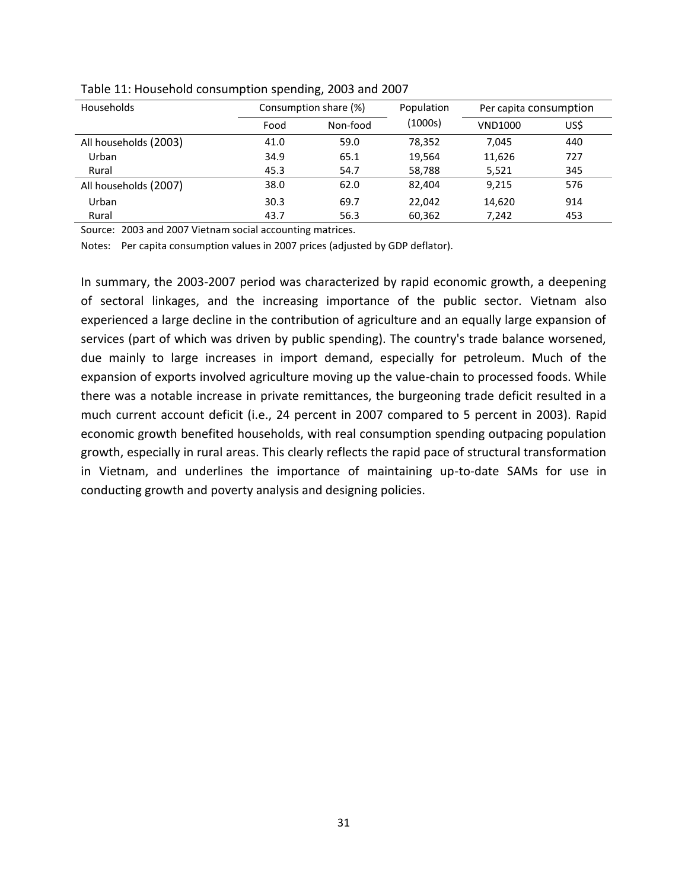Table 11: Household consumption spending, 2003 and 2007

| Households | Consumption share (%) | | Population | Per capita consumption | |
|---|---|---|---|---|---|
| | Food | Non-food | (1000s) | VND1000 | US$ |
| All households (2003) | 41.0 | 59.0 | 78,352 | 7,045 | 440 |
| Urban | 34.9 | 65.1 | 19,564 | 11,626 | 727 |
| Rural | 45.3 | 54.7 | 58,788 | 5,521 | 345 |
| All households (2007) | 38.0 | 62.0 | 82,404 | 9,215 | 576 |
| Urban | 30.3 | 69.7 | 22,042 | 14,620 | 914 |
| Rural | 43.7 | 56.3 | 60,362 | 7,242 | 453 |

Source: 2003 and 2007 Vietnam social accounting matrices.

Notes: Per capita consumption values in 2007 prices (adjusted by GDP deflator).

In summary, the 2003-2007 period was characterized by rapid economic growth, a deepening of sectoral linkages, and the increasing importance of the public sector. Vietnam also experienced a large decline in the contribution of agriculture and an equally large expansion of services (part of which was driven by public spending). The country's trade balance worsened, due mainly to large increases in import demand, especially for petroleum. Much of the expansion of exports involved agriculture moving up the value-chain to processed foods. While there was a notable increase in private remittances, the burgeoning trade deficit resulted in a much current account deficit (i.e., 24 percent in 2007 compared to 5 percent in 2003). Rapid economic growth benefited households, with real consumption spending outpacing population growth, especially in rural areas. This clearly reflects the rapid pace of structural transformation in Vietnam, and underlines the importance of maintaining up-to-date SAMs for use in conducting growth and poverty analysis and designing policies.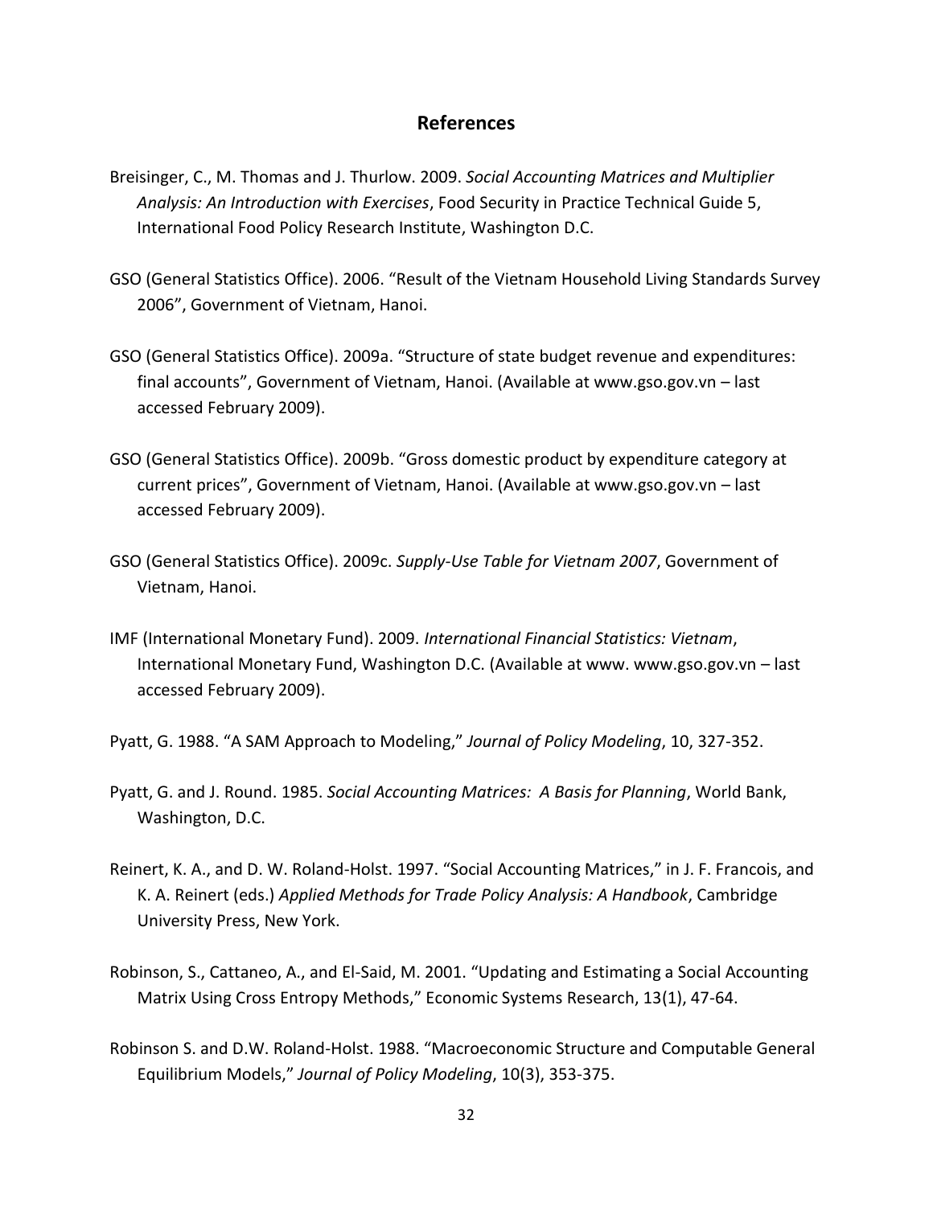## References

Breisinger, C., M. Thomas and J. Thurlow. 2009. *Social Accounting Matrices and Multiplier Analysis: An Introduction with Exercises*, Food Security in Practice Technical Guide 5, International Food Policy Research Institute, Washington D.C.

GSO (General Statistics Office). 2006. “Result of the Vietnam Household Living Standards Survey 2006”, Government of Vietnam, Hanoi.

GSO (General Statistics Office). 2009a. “Structure of state budget revenue and expenditures: final accounts”, Government of Vietnam, Hanoi. (Available at www.gso.gov.vn – last accessed February 2009).

GSO (General Statistics Office). 2009b. “Gross domestic product by expenditure category at current prices”, Government of Vietnam, Hanoi. (Available at www.gso.gov.vn – last accessed February 2009).

GSO (General Statistics Office). 2009c. *Supply-Use Table for Vietnam 2007*, Government of Vietnam, Hanoi.

IMF (International Monetary Fund). 2009. *International Financial Statistics: Vietnam*, International Monetary Fund, Washington D.C. (Available at www. www.gso.gov.vn – last accessed February 2009).

Pyatt, G. 1988. “A SAM Approach to Modeling,” *Journal of Policy Modeling*, 10, 327-352.

Pyatt, G. and J. Round. 1985. *Social Accounting Matrices: A Basis for Planning*, World Bank, Washington, D.C.

Reinert, K. A., and D. W. Roland-Holst. 1997. “Social Accounting Matrices,” in J. F. Francois, and K. A. Reinert (eds.) *Applied Methods for Trade Policy Analysis: A Handbook*, Cambridge University Press, New York.

Robinson, S., Cattaneo, A., and El-Said, M. 2001. “Updating and Estimating a Social Accounting Matrix Using Cross Entropy Methods,” Economic Systems Research, 13(1), 47-64.

Robinson S. and D.W. Roland-Holst. 1988. “Macroeconomic Structure and Computable General Equilibrium Models,” *Journal of Policy Modeling*, 10(3), 353-375.